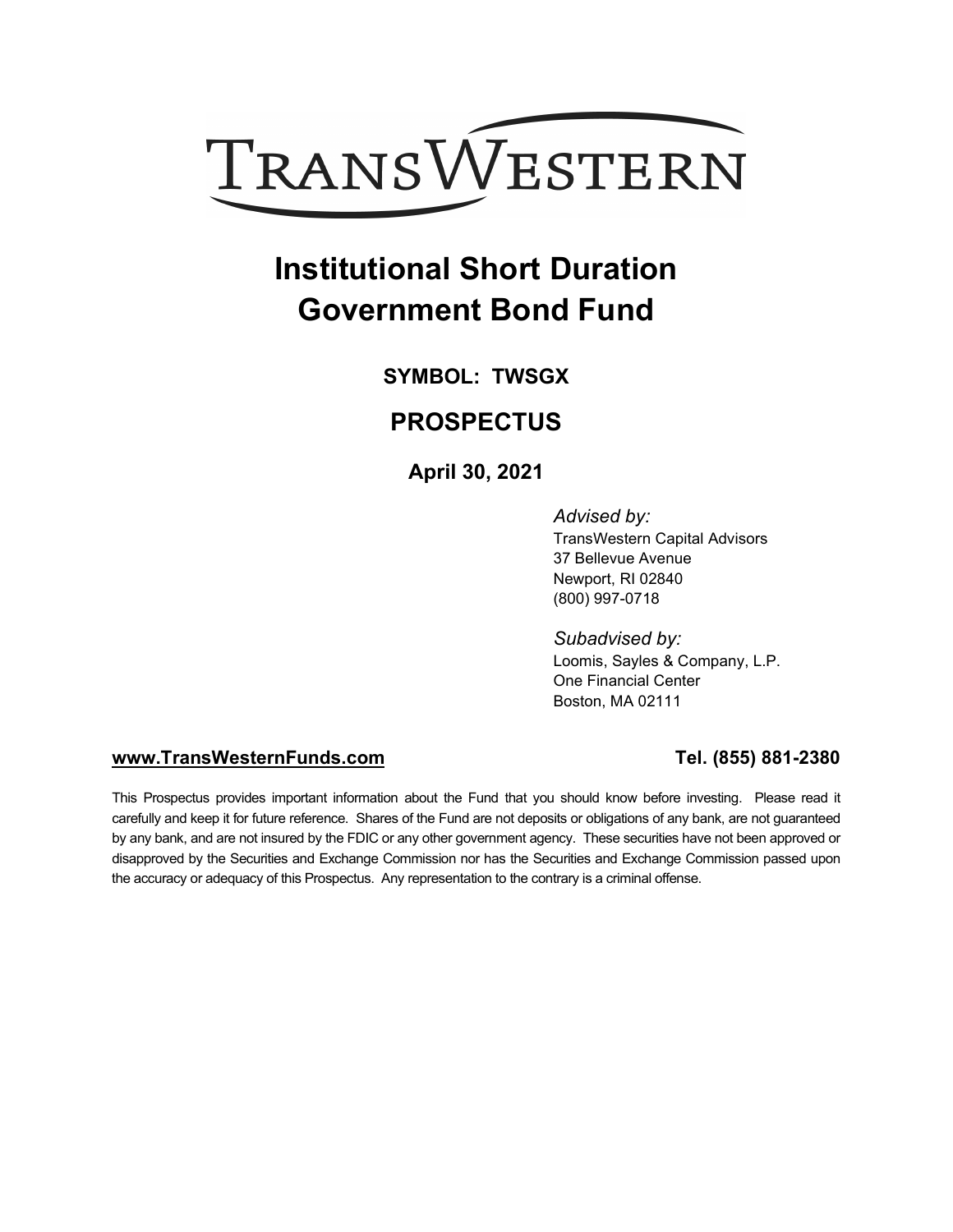# TRANSWESTERN

# Institutional Short Duration Government Bond Fund

## SYMBOL: TWSGX

## PROSPECTUS

### April 30, 2021

*Advised by:*
TransWestern Capital Advisors
37 Bellevue Avenue
Newport, RI 02840
(800) 997-0718

*Subadvised by:*
Loomis, Sayles & Company, L.P.
One Financial Center
Boston, MA 02111

**www.TransWesternFunds.com** **Tel. (855) 881-2380**

This Prospectus provides important information about the Fund that you should know before investing. Please read it carefully and keep it for future reference. Shares of the Fund are not deposits or obligations of any bank, are not guaranteed by any bank, and are not insured by the FDIC or any other government agency. These securities have not been approved or disapproved by the Securities and Exchange Commission nor has the Securities and Exchange Commission passed upon the accuracy or adequacy of this Prospectus. Any representation to the contrary is a criminal offense.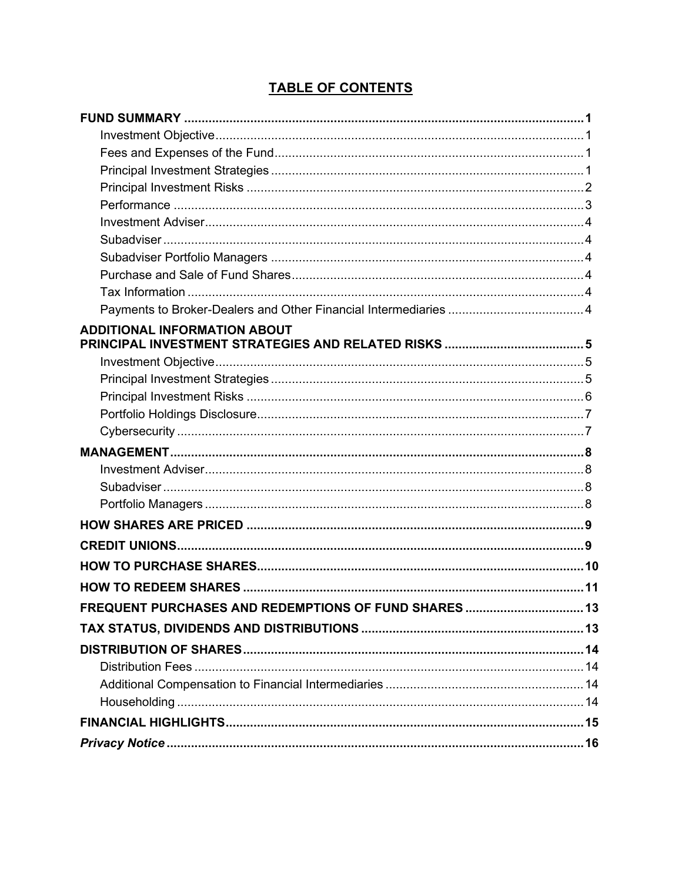# TABLE OF CONTENTS

**FUND SUMMARY** .......... **1**
- Investment Objective .......... 1
- Fees and Expenses of the Fund .......... 1
- Principal Investment Strategies .......... 1
- Principal Investment Risks .......... 2
- Performance .......... 3
- Investment Adviser .......... 4
- Subadviser .......... 4
- Subadviser Portfolio Managers .......... 4
- Purchase and Sale of Fund Shares .......... 4
- Tax Information .......... 4
- Payments to Broker-Dealers and Other Financial Intermediaries .......... 4

**ADDITIONAL INFORMATION ABOUT PRINCIPAL INVESTMENT STRATEGIES AND RELATED RISKS** .......... **5**
- Investment Objective .......... 5
- Principal Investment Strategies .......... 5
- Principal Investment Risks .......... 6
- Portfolio Holdings Disclosure .......... 7
- Cybersecurity .......... 7

**MANAGEMENT** .......... **8**
- Investment Adviser .......... 8
- Subadviser .......... 8
- Portfolio Managers .......... 8

**HOW SHARES ARE PRICED** .......... **9**

**CREDIT UNIONS** .......... **9**

**HOW TO PURCHASE SHARES** .......... **10**

**HOW TO REDEEM SHARES** .......... **11**

**FREQUENT PURCHASES AND REDEMPTIONS OF FUND SHARES** .......... **13**

**TAX STATUS, DIVIDENDS AND DISTRIBUTIONS** .......... **13**

**DISTRIBUTION OF SHARES** .......... **14**
- Distribution Fees .......... 14
- Additional Compensation to Financial Intermediaries .......... 14
- Householding .......... 14

**FINANCIAL HIGHLIGHTS** .......... **15**

***Privacy Notice*** .......... **16**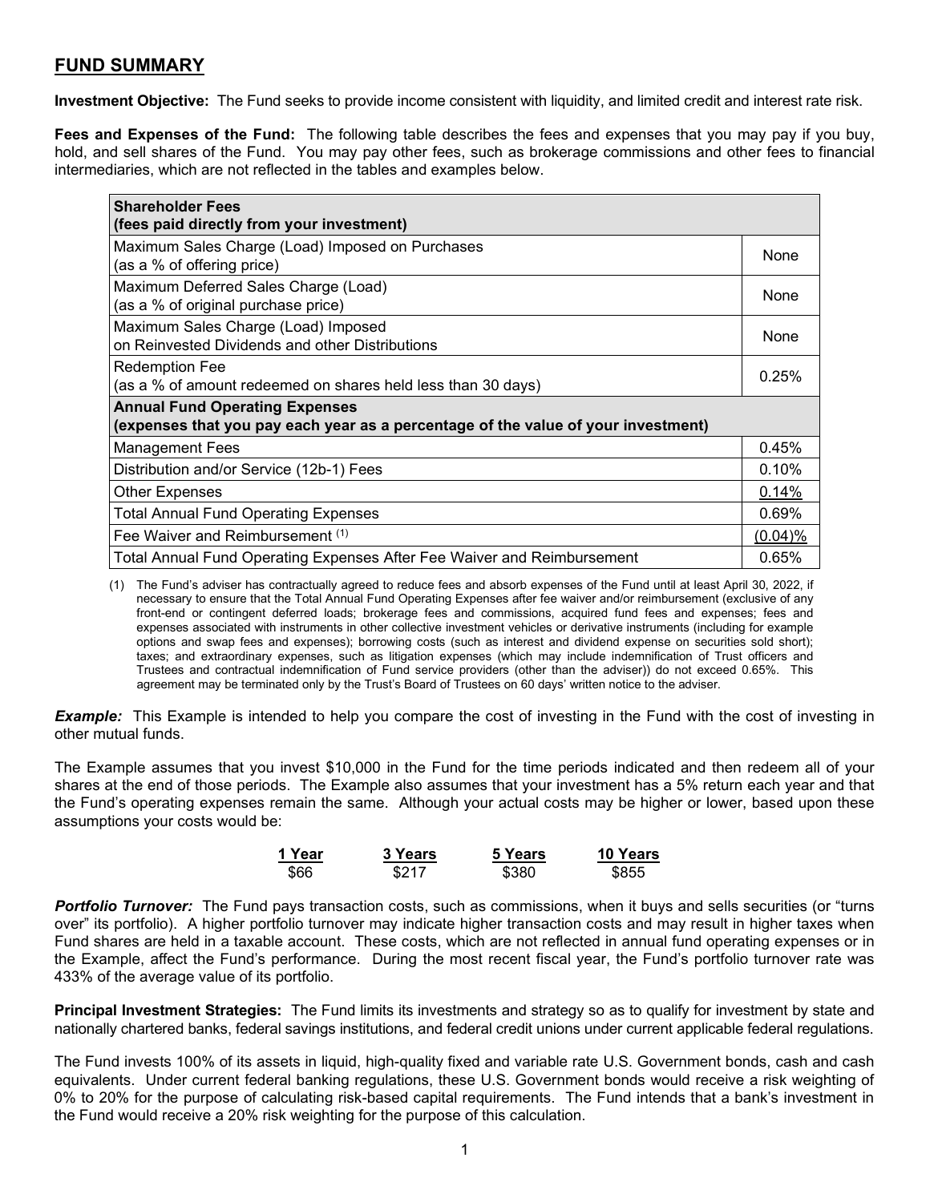## FUND SUMMARY

**Investment Objective:** The Fund seeks to provide income consistent with liquidity, and limited credit and interest rate risk.

**Fees and Expenses of the Fund:** The following table describes the fees and expenses that you may pay if you buy, hold, and sell shares of the Fund. You may pay other fees, such as brokerage commissions and other fees to financial intermediaries, which are not reflected in the tables and examples below.

| **Shareholder Fees (fees paid directly from your investment)** | |
|---|---|
| Maximum Sales Charge (Load) Imposed on Purchases (as a % of offering price) | None |
| Maximum Deferred Sales Charge (Load) (as a % of original purchase price) | None |
| Maximum Sales Charge (Load) Imposed on Reinvested Dividends and other Distributions | None |
| Redemption Fee (as a % of amount redeemed on shares held less than 30 days) | 0.25% |
| **Annual Fund Operating Expenses (expenses that you pay each year as a percentage of the value of your investment)** | |
| Management Fees | 0.45% |
| Distribution and/or Service (12b-1) Fees | 0.10% |
| Other Expenses | 0.14% |
| Total Annual Fund Operating Expenses | 0.69% |
| Fee Waiver and Reimbursement (1) | (0.04)% |
| Total Annual Fund Operating Expenses After Fee Waiver and Reimbursement | 0.65% |

(1) The Fund's adviser has contractually agreed to reduce fees and absorb expenses of the Fund until at least April 30, 2022, if necessary to ensure that the Total Annual Fund Operating Expenses after fee waiver and/or reimbursement (exclusive of any front-end or contingent deferred loads; brokerage fees and commissions, acquired fund fees and expenses; fees and expenses associated with instruments in other collective investment vehicles or derivative instruments (including for example options and swap fees and expenses); borrowing costs (such as interest and dividend expense on securities sold short); taxes; and extraordinary expenses, such as litigation expenses (which may include indemnification of Trust officers and Trustees and contractual indemnification of Fund service providers (other than the adviser)) do not exceed 0.65%. This agreement may be terminated only by the Trust's Board of Trustees on 60 days' written notice to the adviser.

***Example:*** This Example is intended to help you compare the cost of investing in the Fund with the cost of investing in other mutual funds.

The Example assumes that you invest $10,000 in the Fund for the time periods indicated and then redeem all of your shares at the end of those periods. The Example also assumes that your investment has a 5% return each year and that the Fund's operating expenses remain the same. Although your actual costs may be higher or lower, based upon these assumptions your costs would be:

| 1 Year | 3 Years | 5 Years | 10 Years |
|---|---|---|---|
| $66 | $217 | $380 | $855 |

***Portfolio Turnover:*** The Fund pays transaction costs, such as commissions, when it buys and sells securities (or "turns over" its portfolio). A higher portfolio turnover may indicate higher transaction costs and may result in higher taxes when Fund shares are held in a taxable account. These costs, which are not reflected in annual fund operating expenses or in the Example, affect the Fund's performance. During the most recent fiscal year, the Fund's portfolio turnover rate was 433% of the average value of its portfolio.

**Principal Investment Strategies:** The Fund limits its investments and strategy so as to qualify for investment by state and nationally chartered banks, federal savings institutions, and federal credit unions under current applicable federal regulations.

The Fund invests 100% of its assets in liquid, high-quality fixed and variable rate U.S. Government bonds, cash and cash equivalents. Under current federal banking regulations, these U.S. Government bonds would receive a risk weighting of 0% to 20% for the purpose of calculating risk-based capital requirements. The Fund intends that a bank's investment in the Fund would receive a 20% risk weighting for the purpose of this calculation.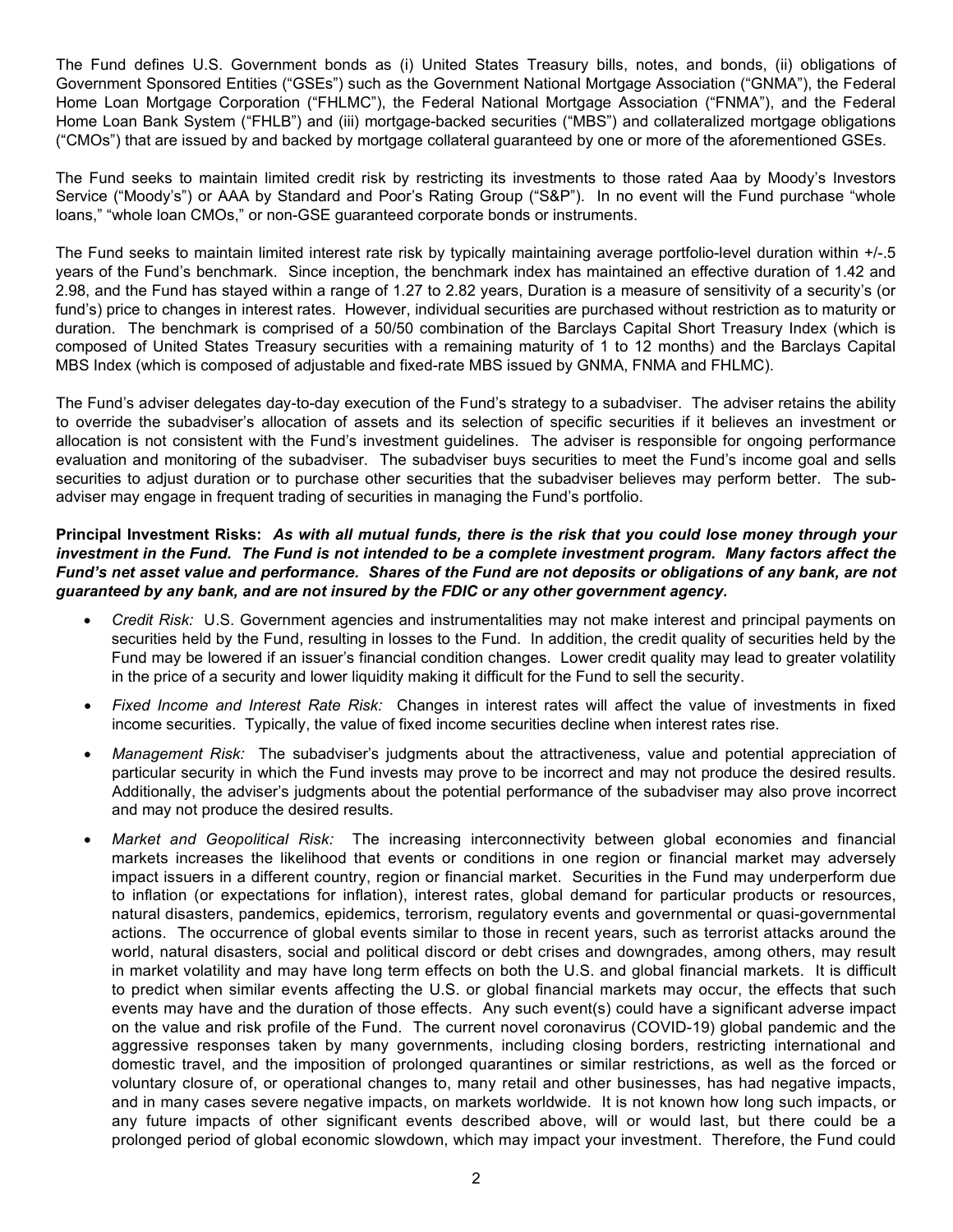The Fund defines U.S. Government bonds as (i) United States Treasury bills, notes, and bonds, (ii) obligations of Government Sponsored Entities ("GSEs") such as the Government National Mortgage Association ("GNMA"), the Federal Home Loan Mortgage Corporation ("FHLMC"), the Federal National Mortgage Association ("FNMA"), and the Federal Home Loan Bank System ("FHLB") and (iii) mortgage-backed securities ("MBS") and collateralized mortgage obligations ("CMOs") that are issued by and backed by mortgage collateral guaranteed by one or more of the aforementioned GSEs.

The Fund seeks to maintain limited credit risk by restricting its investments to those rated Aaa by Moody's Investors Service ("Moody's") or AAA by Standard and Poor's Rating Group ("S&P"). In no event will the Fund purchase "whole loans," "whole loan CMOs," or non-GSE guaranteed corporate bonds or instruments.

The Fund seeks to maintain limited interest rate risk by typically maintaining average portfolio-level duration within +/-.5 years of the Fund's benchmark. Since inception, the benchmark index has maintained an effective duration of 1.42 and 2.98, and the Fund has stayed within a range of 1.27 to 2.82 years, Duration is a measure of sensitivity of a security's (or fund's) price to changes in interest rates. However, individual securities are purchased without restriction as to maturity or duration. The benchmark is comprised of a 50/50 combination of the Barclays Capital Short Treasury Index (which is composed of United States Treasury securities with a remaining maturity of 1 to 12 months) and the Barclays Capital MBS Index (which is composed of adjustable and fixed-rate MBS issued by GNMA, FNMA and FHLMC).

The Fund's adviser delegates day-to-day execution of the Fund's strategy to a subadviser. The adviser retains the ability to override the subadviser's allocation of assets and its selection of specific securities if it believes an investment or allocation is not consistent with the Fund's investment guidelines. The adviser is responsible for ongoing performance evaluation and monitoring of the subadviser. The subadviser buys securities to meet the Fund's income goal and sells securities to adjust duration or to purchase other securities that the subadviser believes may perform better. The sub-adviser may engage in frequent trading of securities in managing the Fund's portfolio.

**Principal Investment Risks:** ***As with all mutual funds, there is the risk that you could lose money through your investment in the Fund. The Fund is not intended to be a complete investment program. Many factors affect the Fund's net asset value and performance. Shares of the Fund are not deposits or obligations of any bank, are not guaranteed by any bank, and are not insured by the FDIC or any other government agency.***

- *Credit Risk:* U.S. Government agencies and instrumentalities may not make interest and principal payments on securities held by the Fund, resulting in losses to the Fund. In addition, the credit quality of securities held by the Fund may be lowered if an issuer's financial condition changes. Lower credit quality may lead to greater volatility in the price of a security and lower liquidity making it difficult for the Fund to sell the security.
- *Fixed Income and Interest Rate Risk:* Changes in interest rates will affect the value of investments in fixed income securities. Typically, the value of fixed income securities decline when interest rates rise.
- *Management Risk:* The subadviser's judgments about the attractiveness, value and potential appreciation of particular security in which the Fund invests may prove to be incorrect and may not produce the desired results. Additionally, the adviser's judgments about the potential performance of the subadviser may also prove incorrect and may not produce the desired results.
- *Market and Geopolitical Risk:* The increasing interconnectivity between global economies and financial markets increases the likelihood that events or conditions in one region or financial market may adversely impact issuers in a different country, region or financial market. Securities in the Fund may underperform due to inflation (or expectations for inflation), interest rates, global demand for particular products or resources, natural disasters, pandemics, epidemics, terrorism, regulatory events and governmental or quasi-governmental actions. The occurrence of global events similar to those in recent years, such as terrorist attacks around the world, natural disasters, social and political discord or debt crises and downgrades, among others, may result in market volatility and may have long term effects on both the U.S. and global financial markets. It is difficult to predict when similar events affecting the U.S. or global financial markets may occur, the effects that such events may have and the duration of those effects. Any such event(s) could have a significant adverse impact on the value and risk profile of the Fund. The current novel coronavirus (COVID-19) global pandemic and the aggressive responses taken by many governments, including closing borders, restricting international and domestic travel, and the imposition of prolonged quarantines or similar restrictions, as well as the forced or voluntary closure of, or operational changes to, many retail and other businesses, has had negative impacts, and in many cases severe negative impacts, on markets worldwide. It is not known how long such impacts, or any future impacts of other significant events described above, will or would last, but there could be a prolonged period of global economic slowdown, which may impact your investment. Therefore, the Fund could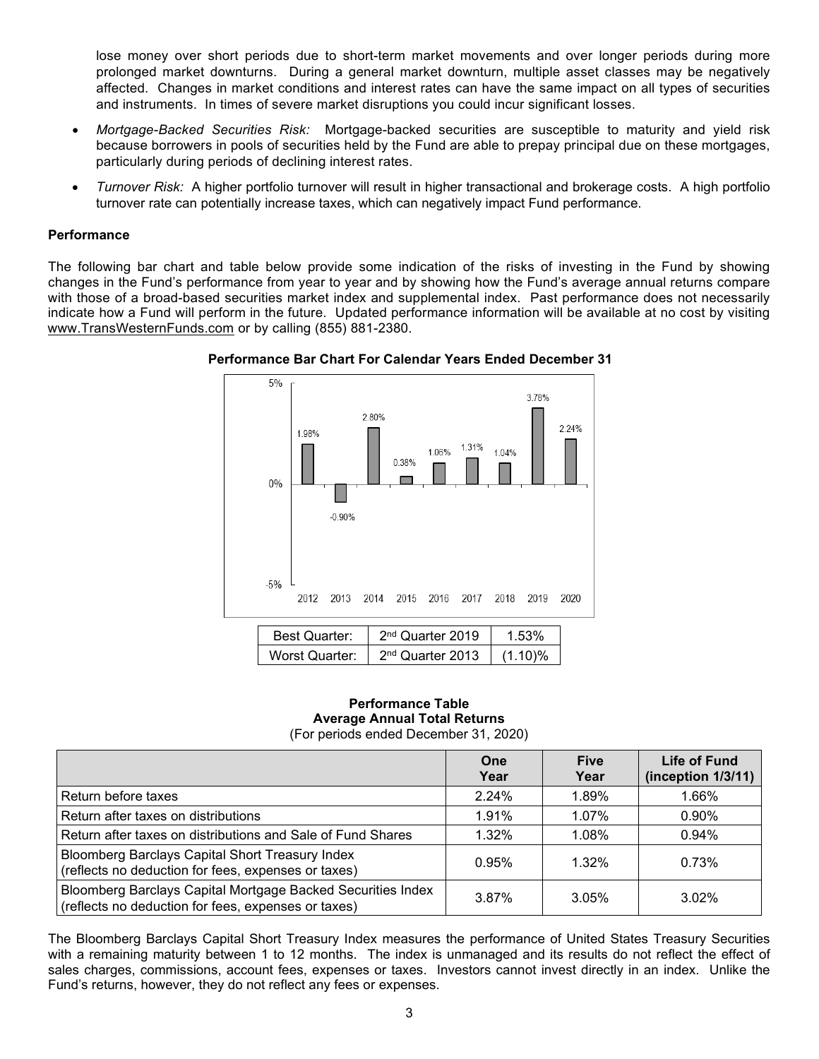lose money over short periods due to short-term market movements and over longer periods during more prolonged market downturns. During a general market downturn, multiple asset classes may be negatively affected. Changes in market conditions and interest rates can have the same impact on all types of securities and instruments. In times of severe market disruptions you could incur significant losses.

- *Mortgage-Backed Securities Risk:* Mortgage-backed securities are susceptible to maturity and yield risk because borrowers in pools of securities held by the Fund are able to prepay principal due on these mortgages, particularly during periods of declining interest rates.
- *Turnover Risk:* A higher portfolio turnover will result in higher transactional and brokerage costs. A high portfolio turnover rate can potentially increase taxes, which can negatively impact Fund performance.

**Performance**

The following bar chart and table below provide some indication of the risks of investing in the Fund by showing changes in the Fund's performance from year to year and by showing how the Fund's average annual returns compare with those of a broad-based securities market index and supplemental index. Past performance does not necessarily indicate how a Fund will perform in the future. Updated performance information will be available at no cost by visiting www.TransWesternFunds.com or by calling (855) 881-2380.

**Performance Bar Chart For Calendar Years Ended December 31**

| Year | Return |
|---|---|
| 2012 | 1.98% |
| 2013 | -0.90% |
| 2014 | 2.80% |
| 2015 | 0.38% |
| 2016 | 1.06% |
| 2017 | 1.31% |
| 2018 | 1.04% |
| 2019 | 3.78% |
| 2020 | 2.24% |

| Best Quarter: | 2nd Quarter 2019 | 1.53% |
|---|---|---|
| Worst Quarter: | 2nd Quarter 2013 | (1.10)% |

**Performance Table**
**Average Annual Total Returns**
(For periods ended December 31, 2020)

| | One Year | Five Year | Life of Fund (inception 1/3/11) |
|---|---|---|---|
| Return before taxes | 2.24% | 1.89% | 1.66% |
| Return after taxes on distributions | 1.91% | 1.07% | 0.90% |
| Return after taxes on distributions and Sale of Fund Shares | 1.32% | 1.08% | 0.94% |
| Bloomberg Barclays Capital Short Treasury Index (reflects no deduction for fees, expenses or taxes) | 0.95% | 1.32% | 0.73% |
| Bloomberg Barclays Capital Mortgage Backed Securities Index (reflects no deduction for fees, expenses or taxes) | 3.87% | 3.05% | 3.02% |

The Bloomberg Barclays Capital Short Treasury Index measures the performance of United States Treasury Securities with a remaining maturity between 1 to 12 months. The index is unmanaged and its results do not reflect the effect of sales charges, commissions, account fees, expenses or taxes. Investors cannot invest directly in an index. Unlike the Fund's returns, however, they do not reflect any fees or expenses.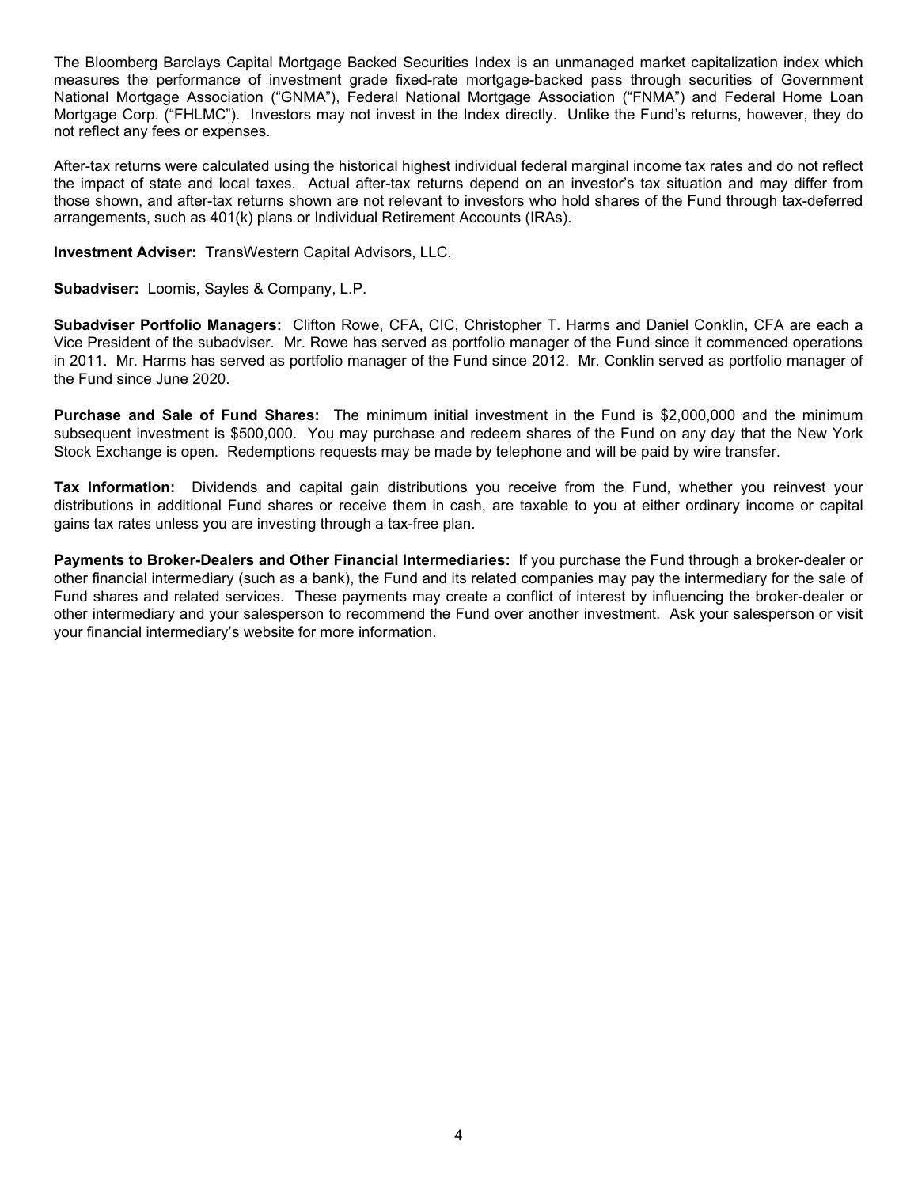The Bloomberg Barclays Capital Mortgage Backed Securities Index is an unmanaged market capitalization index which measures the performance of investment grade fixed-rate mortgage-backed pass through securities of Government National Mortgage Association ("GNMA"), Federal National Mortgage Association ("FNMA") and Federal Home Loan Mortgage Corp. ("FHLMC"). Investors may not invest in the Index directly. Unlike the Fund's returns, however, they do not reflect any fees or expenses.

After-tax returns were calculated using the historical highest individual federal marginal income tax rates and do not reflect the impact of state and local taxes. Actual after-tax returns depend on an investor's tax situation and may differ from those shown, and after-tax returns shown are not relevant to investors who hold shares of the Fund through tax-deferred arrangements, such as 401(k) plans or Individual Retirement Accounts (IRAs).

**Investment Adviser:** TransWestern Capital Advisors, LLC.

**Subadviser:** Loomis, Sayles & Company, L.P.

**Subadviser Portfolio Managers:** Clifton Rowe, CFA, CIC, Christopher T. Harms and Daniel Conklin, CFA are each a Vice President of the subadviser. Mr. Rowe has served as portfolio manager of the Fund since it commenced operations in 2011. Mr. Harms has served as portfolio manager of the Fund since 2012. Mr. Conklin served as portfolio manager of the Fund since June 2020.

**Purchase and Sale of Fund Shares:** The minimum initial investment in the Fund is $2,000,000 and the minimum subsequent investment is $500,000. You may purchase and redeem shares of the Fund on any day that the New York Stock Exchange is open. Redemptions requests may be made by telephone and will be paid by wire transfer.

**Tax Information:** Dividends and capital gain distributions you receive from the Fund, whether you reinvest your distributions in additional Fund shares or receive them in cash, are taxable to you at either ordinary income or capital gains tax rates unless you are investing through a tax-free plan.

**Payments to Broker-Dealers and Other Financial Intermediaries:** If you purchase the Fund through a broker-dealer or other financial intermediary (such as a bank), the Fund and its related companies may pay the intermediary for the sale of Fund shares and related services. These payments may create a conflict of interest by influencing the broker-dealer or other intermediary and your salesperson to recommend the Fund over another investment. Ask your salesperson or visit your financial intermediary's website for more information.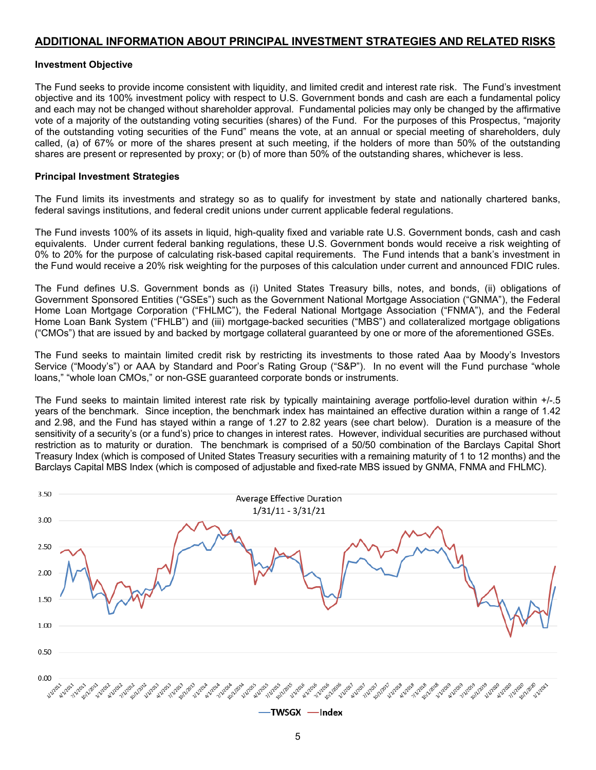## ADDITIONAL INFORMATION ABOUT PRINCIPAL INVESTMENT STRATEGIES AND RELATED RISKS

### Investment Objective

The Fund seeks to provide income consistent with liquidity, and limited credit and interest rate risk. The Fund's investment objective and its 100% investment policy with respect to U.S. Government bonds and cash are each a fundamental policy and each may not be changed without shareholder approval. Fundamental policies may only be changed by the affirmative vote of a majority of the outstanding voting securities (shares) of the Fund. For the purposes of this Prospectus, "majority of the outstanding voting securities of the Fund" means the vote, at an annual or special meeting of shareholders, duly called, (a) of 67% or more of the shares present at such meeting, if the holders of more than 50% of the outstanding shares are present or represented by proxy; or (b) of more than 50% of the outstanding shares, whichever is less.

### Principal Investment Strategies

The Fund limits its investments and strategy so as to qualify for investment by state and nationally chartered banks, federal savings institutions, and federal credit unions under current applicable federal regulations.

The Fund invests 100% of its assets in liquid, high-quality fixed and variable rate U.S. Government bonds, cash and cash equivalents. Under current federal banking regulations, these U.S. Government bonds would receive a risk weighting of 0% to 20% for the purpose of calculating risk-based capital requirements. The Fund intends that a bank's investment in the Fund would receive a 20% risk weighting for the purposes of this calculation under current and announced FDIC rules.

The Fund defines U.S. Government bonds as (i) United States Treasury bills, notes, and bonds, (ii) obligations of Government Sponsored Entities ("GSEs") such as the Government National Mortgage Association ("GNMA"), the Federal Home Loan Mortgage Corporation ("FHLMC"), the Federal National Mortgage Association ("FNMA"), and the Federal Home Loan Bank System ("FHLB") and (iii) mortgage-backed securities ("MBS") and collateralized mortgage obligations ("CMOs") that are issued by and backed by mortgage collateral guaranteed by one or more of the aforementioned GSEs.

The Fund seeks to maintain limited credit risk by restricting its investments to those rated Aaa by Moody's Investors Service ("Moody's") or AAA by Standard and Poor's Rating Group ("S&P"). In no event will the Fund purchase "whole loans," "whole loan CMOs," or non-GSE guaranteed corporate bonds or instruments.

The Fund seeks to maintain limited interest rate risk by typically maintaining average portfolio-level duration within +/-.5 years of the benchmark. Since inception, the benchmark index has maintained an effective duration within a range of 1.42 and 2.98, and the Fund has stayed within a range of 1.27 to 2.82 years (see chart below). Duration is a measure of the sensitivity of a security's (or a fund's) price to changes in interest rates. However, individual securities are purchased without restriction as to maturity or duration. The benchmark is comprised of a 50/50 combination of the Barclays Capital Short Treasury Index (which is composed of United States Treasury securities with a remaining maturity of 1 to 12 months) and the Barclays Capital MBS Index (which is composed of adjustable and fixed-rate MBS issued by GNMA, FNMA and FHLMC).

Average Effective Duration
1/31/11 - 3/31/21

—TWSGX —Index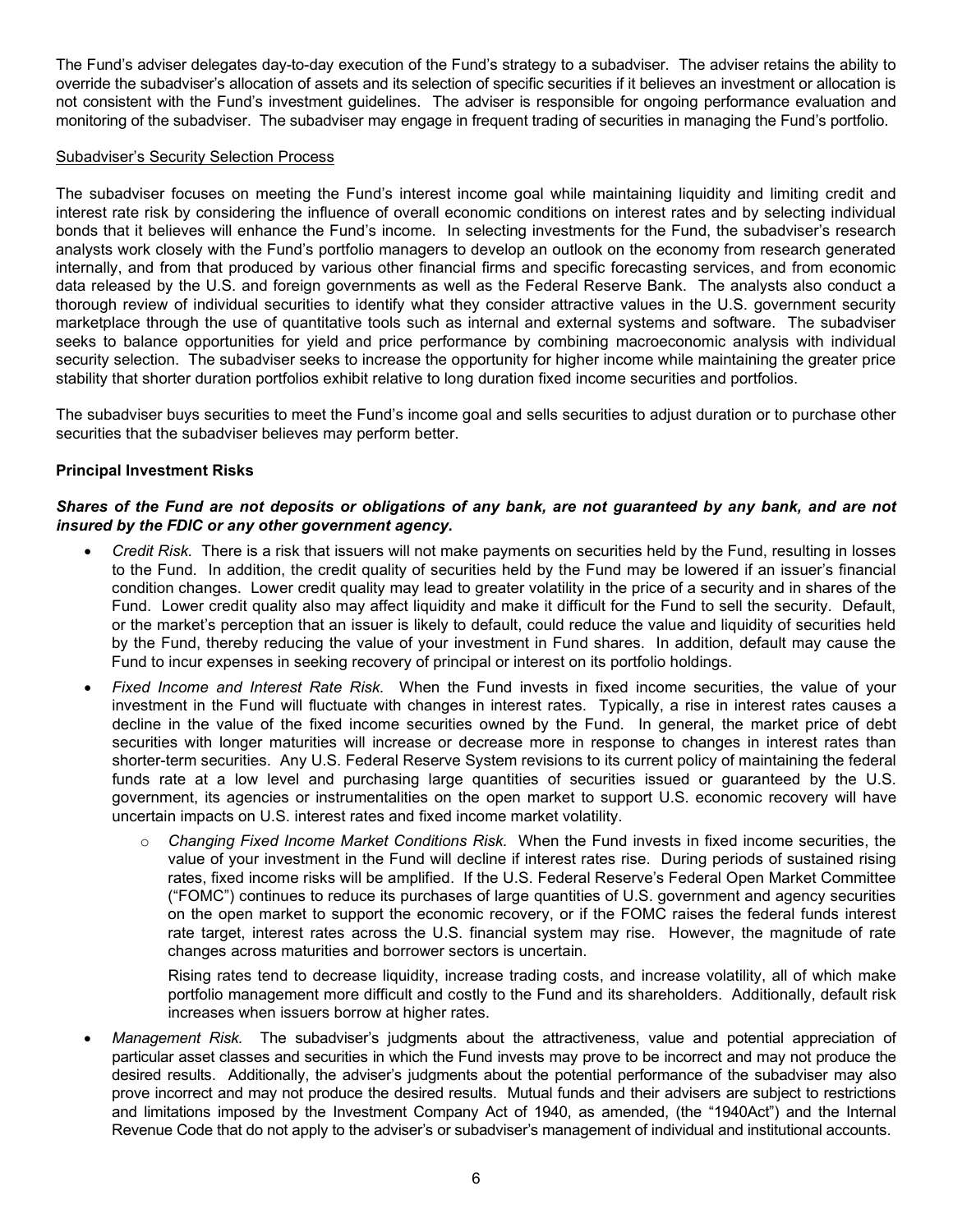The Fund's adviser delegates day-to-day execution of the Fund's strategy to a subadviser. The adviser retains the ability to override the subadviser's allocation of assets and its selection of specific securities if it believes an investment or allocation is not consistent with the Fund's investment guidelines. The adviser is responsible for ongoing performance evaluation and monitoring of the subadviser. The subadviser may engage in frequent trading of securities in managing the Fund's portfolio.

Subadviser's Security Selection Process

The subadviser focuses on meeting the Fund's interest income goal while maintaining liquidity and limiting credit and interest rate risk by considering the influence of overall economic conditions on interest rates and by selecting individual bonds that it believes will enhance the Fund's income. In selecting investments for the Fund, the subadviser's research analysts work closely with the Fund's portfolio managers to develop an outlook on the economy from research generated internally, and from that produced by various other financial firms and specific forecasting services, and from economic data released by the U.S. and foreign governments as well as the Federal Reserve Bank. The analysts also conduct a thorough review of individual securities to identify what they consider attractive values in the U.S. government security marketplace through the use of quantitative tools such as internal and external systems and software. The subadviser seeks to balance opportunities for yield and price performance by combining macroeconomic analysis with individual security selection. The subadviser seeks to increase the opportunity for higher income while maintaining the greater price stability that shorter duration portfolios exhibit relative to long duration fixed income securities and portfolios.

The subadviser buys securities to meet the Fund's income goal and sells securities to adjust duration or to purchase other securities that the subadviser believes may perform better.

**Principal Investment Risks**

***Shares of the Fund are not deposits or obligations of any bank, are not guaranteed by any bank, and are not insured by the FDIC or any other government agency.***

- *Credit Risk.* There is a risk that issuers will not make payments on securities held by the Fund, resulting in losses to the Fund. In addition, the credit quality of securities held by the Fund may be lowered if an issuer's financial condition changes. Lower credit quality may lead to greater volatility in the price of a security and in shares of the Fund. Lower credit quality also may affect liquidity and make it difficult for the Fund to sell the security. Default, or the market's perception that an issuer is likely to default, could reduce the value and liquidity of securities held by the Fund, thereby reducing the value of your investment in Fund shares. In addition, default may cause the Fund to incur expenses in seeking recovery of principal or interest on its portfolio holdings.
- *Fixed Income and Interest Rate Risk.* When the Fund invests in fixed income securities, the value of your investment in the Fund will fluctuate with changes in interest rates. Typically, a rise in interest rates causes a decline in the value of the fixed income securities owned by the Fund. In general, the market price of debt securities with longer maturities will increase or decrease more in response to changes in interest rates than shorter-term securities. Any U.S. Federal Reserve System revisions to its current policy of maintaining the federal funds rate at a low level and purchasing large quantities of securities issued or guaranteed by the U.S. government, its agencies or instrumentalities on the open market to support U.S. economic recovery will have uncertain impacts on U.S. interest rates and fixed income market volatility.
  - *Changing Fixed Income Market Conditions Risk.* When the Fund invests in fixed income securities, the value of your investment in the Fund will decline if interest rates rise. During periods of sustained rising rates, fixed income risks will be amplified. If the U.S. Federal Reserve's Federal Open Market Committee ("FOMC") continues to reduce its purchases of large quantities of U.S. government and agency securities on the open market to support the economic recovery, or if the FOMC raises the federal funds interest rate target, interest rates across the U.S. financial system may rise. However, the magnitude of rate changes across maturities and borrower sectors is uncertain.

    Rising rates tend to decrease liquidity, increase trading costs, and increase volatility, all of which make portfolio management more difficult and costly to the Fund and its shareholders. Additionally, default risk increases when issuers borrow at higher rates.
- *Management Risk.* The subadviser's judgments about the attractiveness, value and potential appreciation of particular asset classes and securities in which the Fund invests may prove to be incorrect and may not produce the desired results. Additionally, the adviser's judgments about the potential performance of the subadviser may also prove incorrect and may not produce the desired results. Mutual funds and their advisers are subject to restrictions and limitations imposed by the Investment Company Act of 1940, as amended, (the "1940Act") and the Internal Revenue Code that do not apply to the adviser's or subadviser's management of individual and institutional accounts.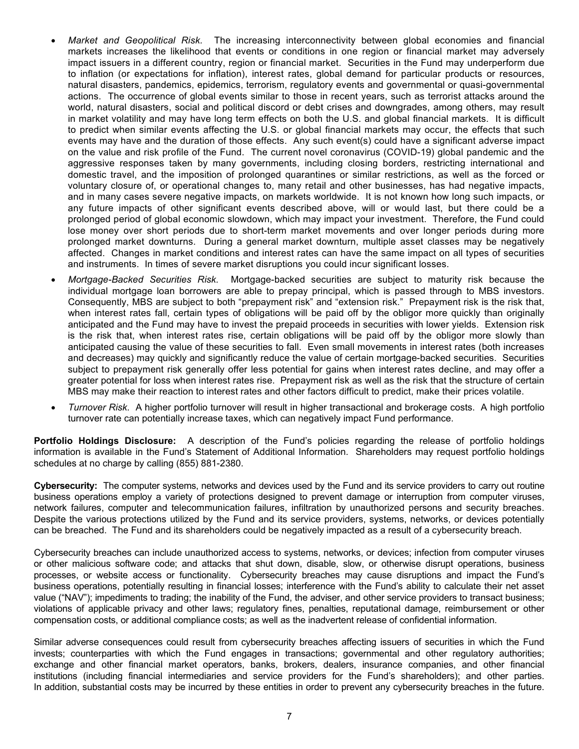- *Market and Geopolitical Risk*. The increasing interconnectivity between global economies and financial markets increases the likelihood that events or conditions in one region or financial market may adversely impact issuers in a different country, region or financial market. Securities in the Fund may underperform due to inflation (or expectations for inflation), interest rates, global demand for particular products or resources, natural disasters, pandemics, epidemics, terrorism, regulatory events and governmental or quasi-governmental actions. The occurrence of global events similar to those in recent years, such as terrorist attacks around the world, natural disasters, social and political discord or debt crises and downgrades, among others, may result in market volatility and may have long term effects on both the U.S. and global financial markets. It is difficult to predict when similar events affecting the U.S. or global financial markets may occur, the effects that such events may have and the duration of those effects. Any such event(s) could have a significant adverse impact on the value and risk profile of the Fund. The current novel coronavirus (COVID-19) global pandemic and the aggressive responses taken by many governments, including closing borders, restricting international and domestic travel, and the imposition of prolonged quarantines or similar restrictions, as well as the forced or voluntary closure of, or operational changes to, many retail and other businesses, has had negative impacts, and in many cases severe negative impacts, on markets worldwide. It is not known how long such impacts, or any future impacts of other significant events described above, will or would last, but there could be a prolonged period of global economic slowdown, which may impact your investment. Therefore, the Fund could lose money over short periods due to short-term market movements and over longer periods during more prolonged market downturns. During a general market downturn, multiple asset classes may be negatively affected. Changes in market conditions and interest rates can have the same impact on all types of securities and instruments. In times of severe market disruptions you could incur significant losses.
- *Mortgage-Backed Securities Risk*. Mortgage-backed securities are subject to maturity risk because the individual mortgage loan borrowers are able to prepay principal, which is passed through to MBS investors. Consequently, MBS are subject to both "prepayment risk" and "extension risk." Prepayment risk is the risk that, when interest rates fall, certain types of obligations will be paid off by the obligor more quickly than originally anticipated and the Fund may have to invest the prepaid proceeds in securities with lower yields. Extension risk is the risk that, when interest rates rise, certain obligations will be paid off by the obligor more slowly than anticipated causing the value of these securities to fall. Even small movements in interest rates (both increases and decreases) may quickly and significantly reduce the value of certain mortgage-backed securities. Securities subject to prepayment risk generally offer less potential for gains when interest rates decline, and may offer a greater potential for loss when interest rates rise. Prepayment risk as well as the risk that the structure of certain MBS may make their reaction to interest rates and other factors difficult to predict, make their prices volatile.
- *Turnover Risk*. A higher portfolio turnover will result in higher transactional and brokerage costs. A high portfolio turnover rate can potentially increase taxes, which can negatively impact Fund performance.

**Portfolio Holdings Disclosure:** A description of the Fund's policies regarding the release of portfolio holdings information is available in the Fund's Statement of Additional Information. Shareholders may request portfolio holdings schedules at no charge by calling (855) 881-2380.

**Cybersecurity:** The computer systems, networks and devices used by the Fund and its service providers to carry out routine business operations employ a variety of protections designed to prevent damage or interruption from computer viruses, network failures, computer and telecommunication failures, infiltration by unauthorized persons and security breaches. Despite the various protections utilized by the Fund and its service providers, systems, networks, or devices potentially can be breached. The Fund and its shareholders could be negatively impacted as a result of a cybersecurity breach.

Cybersecurity breaches can include unauthorized access to systems, networks, or devices; infection from computer viruses or other malicious software code; and attacks that shut down, disable, slow, or otherwise disrupt operations, business processes, or website access or functionality. Cybersecurity breaches may cause disruptions and impact the Fund's business operations, potentially resulting in financial losses; interference with the Fund's ability to calculate their net asset value ("NAV"); impediments to trading; the inability of the Fund, the adviser, and other service providers to transact business; violations of applicable privacy and other laws; regulatory fines, penalties, reputational damage, reimbursement or other compensation costs, or additional compliance costs; as well as the inadvertent release of confidential information.

Similar adverse consequences could result from cybersecurity breaches affecting issuers of securities in which the Fund invests; counterparties with which the Fund engages in transactions; governmental and other regulatory authorities; exchange and other financial market operators, banks, brokers, dealers, insurance companies, and other financial institutions (including financial intermediaries and service providers for the Fund's shareholders); and other parties. In addition, substantial costs may be incurred by these entities in order to prevent any cybersecurity breaches in the future.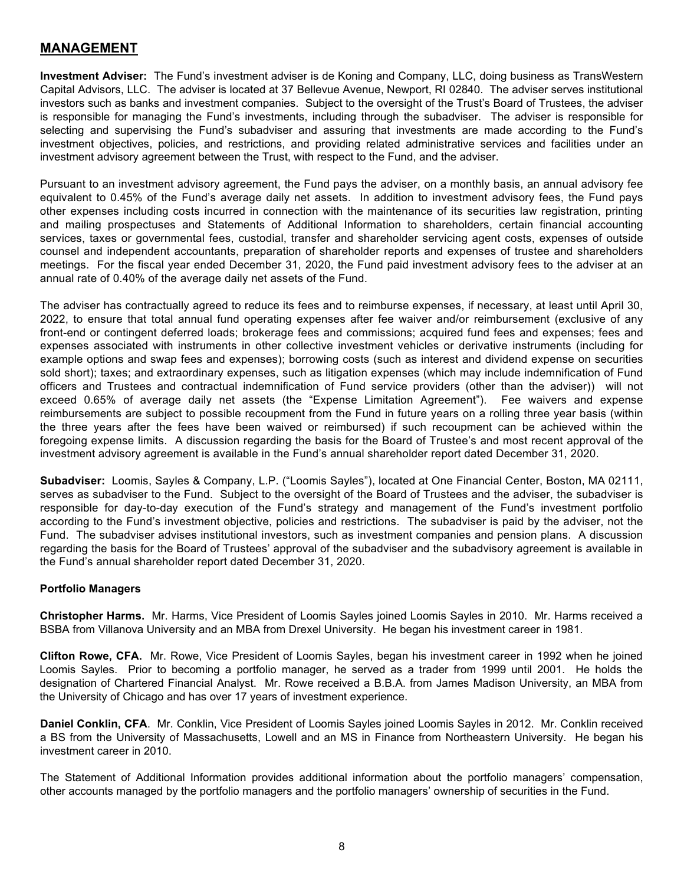## MANAGEMENT

**Investment Adviser:** The Fund's investment adviser is de Koning and Company, LLC, doing business as TransWestern Capital Advisors, LLC. The adviser is located at 37 Bellevue Avenue, Newport, RI 02840. The adviser serves institutional investors such as banks and investment companies. Subject to the oversight of the Trust's Board of Trustees, the adviser is responsible for managing the Fund's investments, including through the subadviser. The adviser is responsible for selecting and supervising the Fund's subadviser and assuring that investments are made according to the Fund's investment objectives, policies, and restrictions, and providing related administrative services and facilities under an investment advisory agreement between the Trust, with respect to the Fund, and the adviser.

Pursuant to an investment advisory agreement, the Fund pays the adviser, on a monthly basis, an annual advisory fee equivalent to 0.45% of the Fund's average daily net assets. In addition to investment advisory fees, the Fund pays other expenses including costs incurred in connection with the maintenance of its securities law registration, printing and mailing prospectuses and Statements of Additional Information to shareholders, certain financial accounting services, taxes or governmental fees, custodial, transfer and shareholder servicing agent costs, expenses of outside counsel and independent accountants, preparation of shareholder reports and expenses of trustee and shareholders meetings. For the fiscal year ended December 31, 2020, the Fund paid investment advisory fees to the adviser at an annual rate of 0.40% of the average daily net assets of the Fund.

The adviser has contractually agreed to reduce its fees and to reimburse expenses, if necessary, at least until April 30, 2022, to ensure that total annual fund operating expenses after fee waiver and/or reimbursement (exclusive of any front-end or contingent deferred loads; brokerage fees and commissions; acquired fund fees and expenses; fees and expenses associated with instruments in other collective investment vehicles or derivative instruments (including for example options and swap fees and expenses); borrowing costs (such as interest and dividend expense on securities sold short); taxes; and extraordinary expenses, such as litigation expenses (which may include indemnification of Fund officers and Trustees and contractual indemnification of Fund service providers (other than the adviser)) will not exceed 0.65% of average daily net assets (the "Expense Limitation Agreement"). Fee waivers and expense reimbursements are subject to possible recoupment from the Fund in future years on a rolling three year basis (within the three years after the fees have been waived or reimbursed) if such recoupment can be achieved within the foregoing expense limits. A discussion regarding the basis for the Board of Trustee's and most recent approval of the investment advisory agreement is available in the Fund's annual shareholder report dated December 31, 2020.

**Subadviser:** Loomis, Sayles & Company, L.P. ("Loomis Sayles"), located at One Financial Center, Boston, MA 02111, serves as subadviser to the Fund. Subject to the oversight of the Board of Trustees and the adviser, the subadviser is responsible for day-to-day execution of the Fund's strategy and management of the Fund's investment portfolio according to the Fund's investment objective, policies and restrictions. The subadviser is paid by the adviser, not the Fund. The subadviser advises institutional investors, such as investment companies and pension plans. A discussion regarding the basis for the Board of Trustees' approval of the subadviser and the subadvisory agreement is available in the Fund's annual shareholder report dated December 31, 2020.

**Portfolio Managers**

**Christopher Harms.** Mr. Harms, Vice President of Loomis Sayles joined Loomis Sayles in 2010. Mr. Harms received a BSBA from Villanova University and an MBA from Drexel University. He began his investment career in 1981.

**Clifton Rowe, CFA.** Mr. Rowe, Vice President of Loomis Sayles, began his investment career in 1992 when he joined Loomis Sayles. Prior to becoming a portfolio manager, he served as a trader from 1999 until 2001. He holds the designation of Chartered Financial Analyst. Mr. Rowe received a B.B.A. from James Madison University, an MBA from the University of Chicago and has over 17 years of investment experience.

**Daniel Conklin, CFA**. Mr. Conklin, Vice President of Loomis Sayles joined Loomis Sayles in 2012. Mr. Conklin received a BS from the University of Massachusetts, Lowell and an MS in Finance from Northeastern University. He began his investment career in 2010.

The Statement of Additional Information provides additional information about the portfolio managers' compensation, other accounts managed by the portfolio managers and the portfolio managers' ownership of securities in the Fund.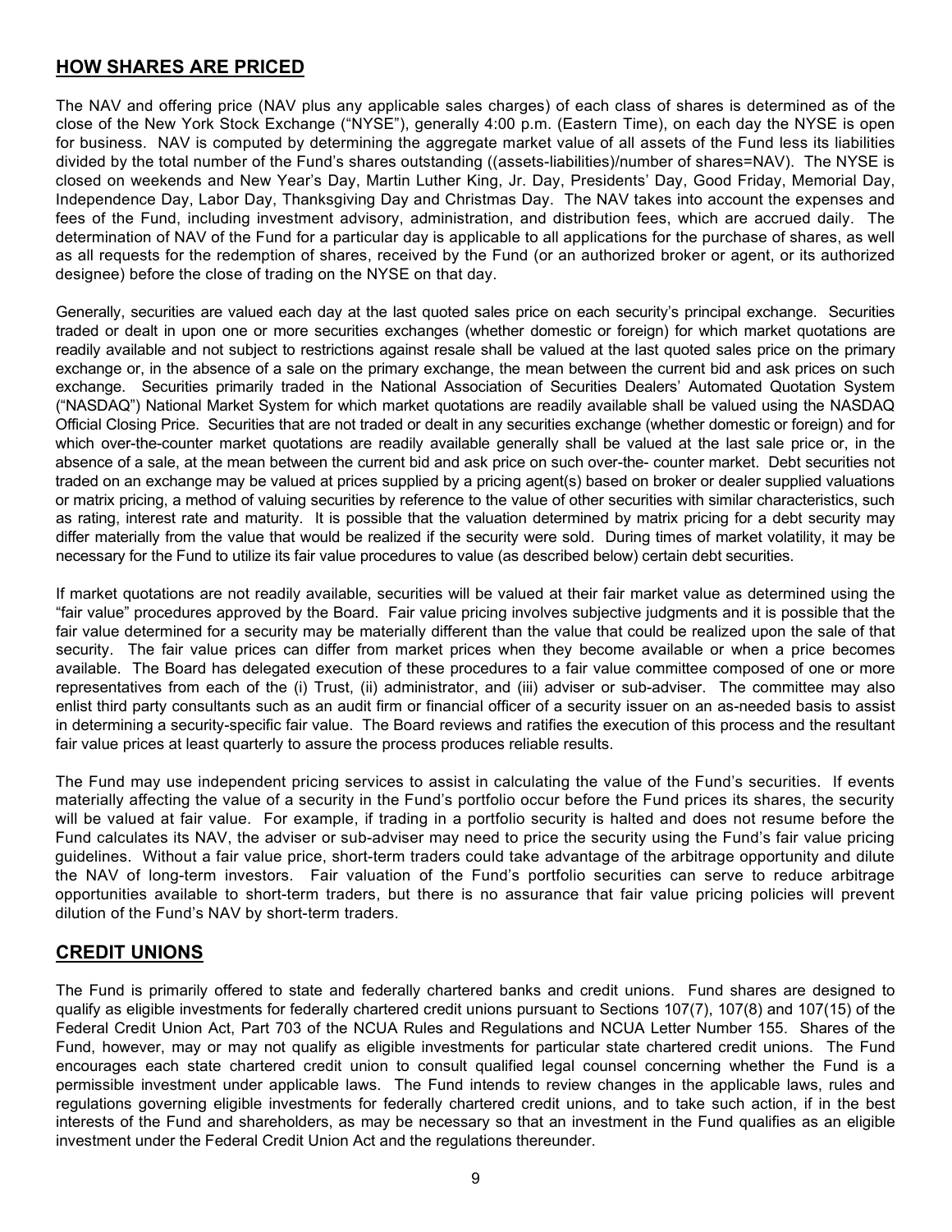## HOW SHARES ARE PRICED

The NAV and offering price (NAV plus any applicable sales charges) of each class of shares is determined as of the close of the New York Stock Exchange ("NYSE"), generally 4:00 p.m. (Eastern Time), on each day the NYSE is open for business. NAV is computed by determining the aggregate market value of all assets of the Fund less its liabilities divided by the total number of the Fund's shares outstanding ((assets-liabilities)/number of shares=NAV). The NYSE is closed on weekends and New Year's Day, Martin Luther King, Jr. Day, Presidents' Day, Good Friday, Memorial Day, Independence Day, Labor Day, Thanksgiving Day and Christmas Day. The NAV takes into account the expenses and fees of the Fund, including investment advisory, administration, and distribution fees, which are accrued daily. The determination of NAV of the Fund for a particular day is applicable to all applications for the purchase of shares, as well as all requests for the redemption of shares, received by the Fund (or an authorized broker or agent, or its authorized designee) before the close of trading on the NYSE on that day.

Generally, securities are valued each day at the last quoted sales price on each security's principal exchange. Securities traded or dealt in upon one or more securities exchanges (whether domestic or foreign) for which market quotations are readily available and not subject to restrictions against resale shall be valued at the last quoted sales price on the primary exchange or, in the absence of a sale on the primary exchange, the mean between the current bid and ask prices on such exchange. Securities primarily traded in the National Association of Securities Dealers' Automated Quotation System ("NASDAQ") National Market System for which market quotations are readily available shall be valued using the NASDAQ Official Closing Price. Securities that are not traded or dealt in any securities exchange (whether domestic or foreign) and for which over-the-counter market quotations are readily available generally shall be valued at the last sale price or, in the absence of a sale, at the mean between the current bid and ask price on such over-the- counter market. Debt securities not traded on an exchange may be valued at prices supplied by a pricing agent(s) based on broker or dealer supplied valuations or matrix pricing, a method of valuing securities by reference to the value of other securities with similar characteristics, such as rating, interest rate and maturity. It is possible that the valuation determined by matrix pricing for a debt security may differ materially from the value that would be realized if the security were sold. During times of market volatility, it may be necessary for the Fund to utilize its fair value procedures to value (as described below) certain debt securities.

If market quotations are not readily available, securities will be valued at their fair market value as determined using the "fair value" procedures approved by the Board. Fair value pricing involves subjective judgments and it is possible that the fair value determined for a security may be materially different than the value that could be realized upon the sale of that security. The fair value prices can differ from market prices when they become available or when a price becomes available. The Board has delegated execution of these procedures to a fair value committee composed of one or more representatives from each of the (i) Trust, (ii) administrator, and (iii) adviser or sub-adviser. The committee may also enlist third party consultants such as an audit firm or financial officer of a security issuer on an as-needed basis to assist in determining a security-specific fair value. The Board reviews and ratifies the execution of this process and the resultant fair value prices at least quarterly to assure the process produces reliable results.

The Fund may use independent pricing services to assist in calculating the value of the Fund's securities. If events materially affecting the value of a security in the Fund's portfolio occur before the Fund prices its shares, the security will be valued at fair value. For example, if trading in a portfolio security is halted and does not resume before the Fund calculates its NAV, the adviser or sub-adviser may need to price the security using the Fund's fair value pricing guidelines. Without a fair value price, short-term traders could take advantage of the arbitrage opportunity and dilute the NAV of long-term investors. Fair valuation of the Fund's portfolio securities can serve to reduce arbitrage opportunities available to short-term traders, but there is no assurance that fair value pricing policies will prevent dilution of the Fund's NAV by short-term traders.

## CREDIT UNIONS

The Fund is primarily offered to state and federally chartered banks and credit unions. Fund shares are designed to qualify as eligible investments for federally chartered credit unions pursuant to Sections 107(7), 107(8) and 107(15) of the Federal Credit Union Act, Part 703 of the NCUA Rules and Regulations and NCUA Letter Number 155. Shares of the Fund, however, may or may not qualify as eligible investments for particular state chartered credit unions. The Fund encourages each state chartered credit union to consult qualified legal counsel concerning whether the Fund is a permissible investment under applicable laws. The Fund intends to review changes in the applicable laws, rules and regulations governing eligible investments for federally chartered credit unions, and to take such action, if in the best interests of the Fund and shareholders, as may be necessary so that an investment in the Fund qualifies as an eligible investment under the Federal Credit Union Act and the regulations thereunder.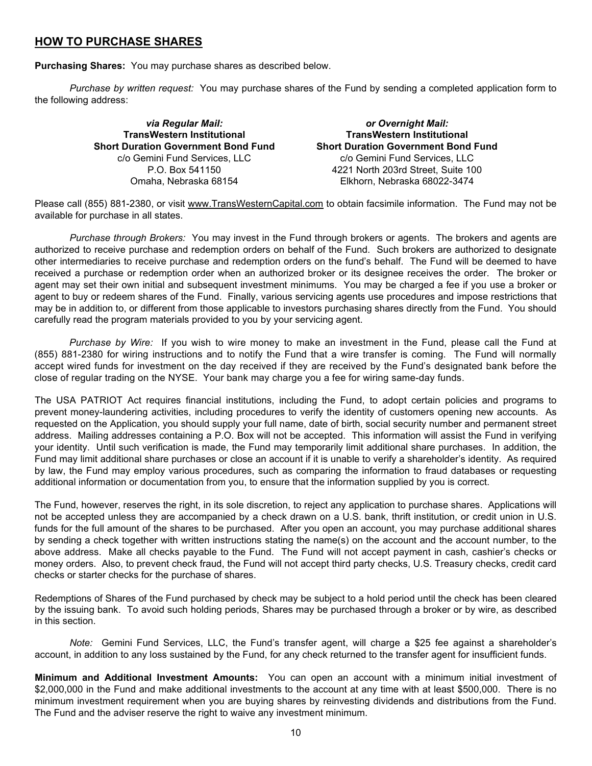## HOW TO PURCHASE SHARES

**Purchasing Shares:** You may purchase shares as described below.

*Purchase by written request:* You may purchase shares of the Fund by sending a completed application form to the following address:

***via Regular Mail:***
**TransWestern Institutional**
**Short Duration Government Bond Fund**
c/o Gemini Fund Services, LLC
P.O. Box 541150
Omaha, Nebraska 68154

***or Overnight Mail:***
**TransWestern Institutional**
**Short Duration Government Bond Fund**
c/o Gemini Fund Services, LLC
4221 North 203rd Street, Suite 100
Elkhorn, Nebraska 68022-3474

Please call (855) 881-2380, or visit www.TransWesternCapital.com to obtain facsimile information. The Fund may not be available for purchase in all states.

*Purchase through Brokers:* You may invest in the Fund through brokers or agents. The brokers and agents are authorized to receive purchase and redemption orders on behalf of the Fund. Such brokers are authorized to designate other intermediaries to receive purchase and redemption orders on the fund's behalf. The Fund will be deemed to have received a purchase or redemption order when an authorized broker or its designee receives the order. The broker or agent may set their own initial and subsequent investment minimums. You may be charged a fee if you use a broker or agent to buy or redeem shares of the Fund. Finally, various servicing agents use procedures and impose restrictions that may be in addition to, or different from those applicable to investors purchasing shares directly from the Fund. You should carefully read the program materials provided to you by your servicing agent.

*Purchase by Wire:* If you wish to wire money to make an investment in the Fund, please call the Fund at (855) 881-2380 for wiring instructions and to notify the Fund that a wire transfer is coming. The Fund will normally accept wired funds for investment on the day received if they are received by the Fund's designated bank before the close of regular trading on the NYSE. Your bank may charge you a fee for wiring same-day funds.

The USA PATRIOT Act requires financial institutions, including the Fund, to adopt certain policies and programs to prevent money-laundering activities, including procedures to verify the identity of customers opening new accounts. As requested on the Application, you should supply your full name, date of birth, social security number and permanent street address. Mailing addresses containing a P.O. Box will not be accepted. This information will assist the Fund in verifying your identity. Until such verification is made, the Fund may temporarily limit additional share purchases. In addition, the Fund may limit additional share purchases or close an account if it is unable to verify a shareholder's identity. As required by law, the Fund may employ various procedures, such as comparing the information to fraud databases or requesting additional information or documentation from you, to ensure that the information supplied by you is correct.

The Fund, however, reserves the right, in its sole discretion, to reject any application to purchase shares. Applications will not be accepted unless they are accompanied by a check drawn on a U.S. bank, thrift institution, or credit union in U.S. funds for the full amount of the shares to be purchased. After you open an account, you may purchase additional shares by sending a check together with written instructions stating the name(s) on the account and the account number, to the above address. Make all checks payable to the Fund. The Fund will not accept payment in cash, cashier's checks or money orders. Also, to prevent check fraud, the Fund will not accept third party checks, U.S. Treasury checks, credit card checks or starter checks for the purchase of shares.

Redemptions of Shares of the Fund purchased by check may be subject to a hold period until the check has been cleared by the issuing bank. To avoid such holding periods, Shares may be purchased through a broker or by wire, as described in this section.

*Note:* Gemini Fund Services, LLC, the Fund's transfer agent, will charge a $25 fee against a shareholder's account, in addition to any loss sustained by the Fund, for any check returned to the transfer agent for insufficient funds.

**Minimum and Additional Investment Amounts:** You can open an account with a minimum initial investment of $2,000,000 in the Fund and make additional investments to the account at any time with at least $500,000. There is no minimum investment requirement when you are buying shares by reinvesting dividends and distributions from the Fund. The Fund and the adviser reserve the right to waive any investment minimum.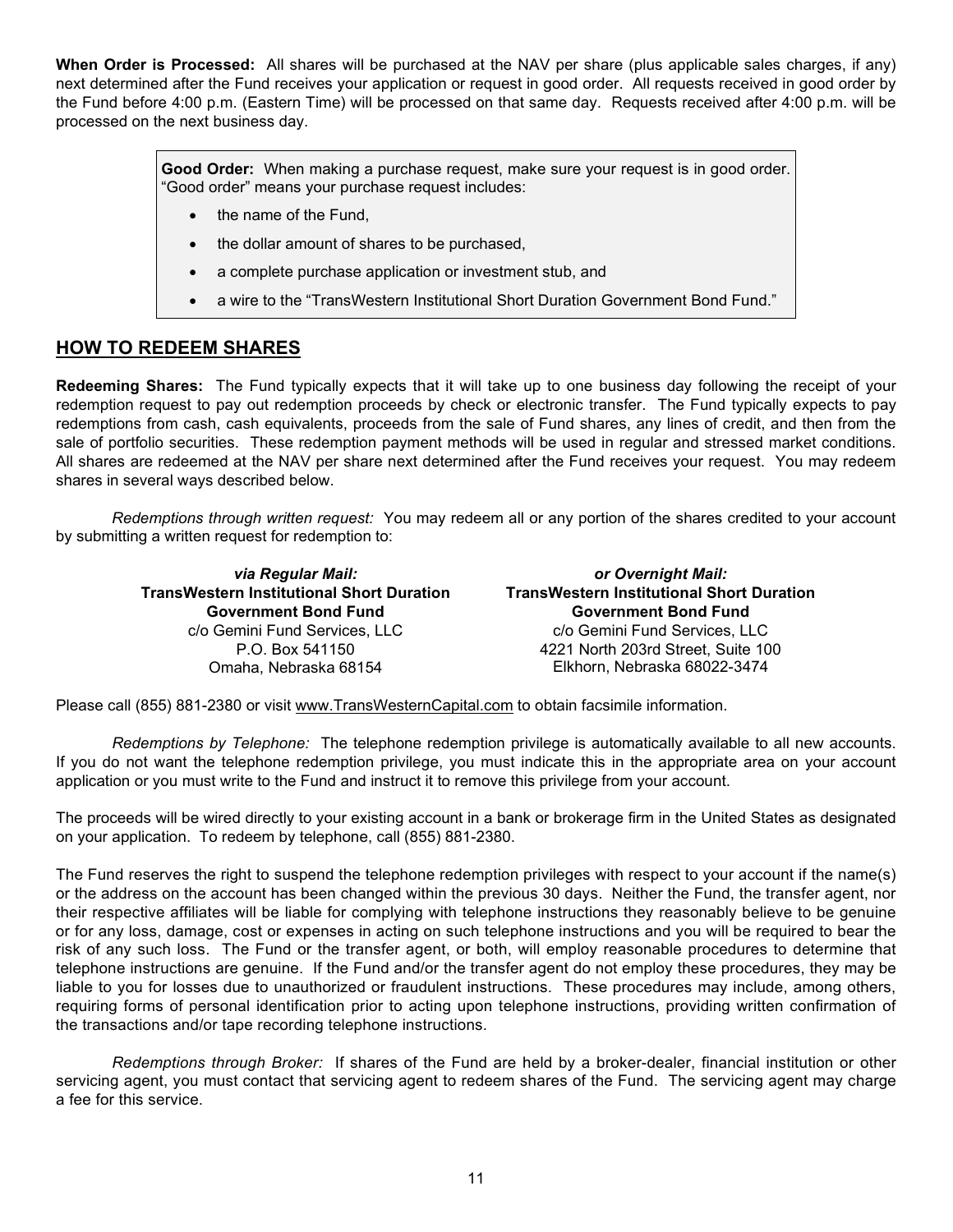**When Order is Processed:** All shares will be purchased at the NAV per share (plus applicable sales charges, if any) next determined after the Fund receives your application or request in good order. All requests received in good order by the Fund before 4:00 p.m. (Eastern Time) will be processed on that same day. Requests received after 4:00 p.m. will be processed on the next business day.

> **Good Order:** When making a purchase request, make sure your request is in good order. "Good order" means your purchase request includes:
>
> - the name of the Fund,
> - the dollar amount of shares to be purchased,
> - a complete purchase application or investment stub, and
> - a wire to the "TransWestern Institutional Short Duration Government Bond Fund."

## HOW TO REDEEM SHARES

**Redeeming Shares:** The Fund typically expects that it will take up to one business day following the receipt of your redemption request to pay out redemption proceeds by check or electronic transfer. The Fund typically expects to pay redemptions from cash, cash equivalents, proceeds from the sale of Fund shares, any lines of credit, and then from the sale of portfolio securities. These redemption payment methods will be used in regular and stressed market conditions. All shares are redeemed at the NAV per share next determined after the Fund receives your request. You may redeem shares in several ways described below.

*Redemptions through written request:* You may redeem all or any portion of the shares credited to your account by submitting a written request for redemption to:

***via Regular Mail:***
**TransWestern Institutional Short Duration Government Bond Fund**
c/o Gemini Fund Services, LLC
P.O. Box 541150
Omaha, Nebraska 68154

***or Overnight Mail:***
**TransWestern Institutional Short Duration Government Bond Fund**
c/o Gemini Fund Services, LLC
4221 North 203rd Street, Suite 100
Elkhorn, Nebraska 68022-3474

Please call (855) 881-2380 or visit www.TransWesternCapital.com to obtain facsimile information.

*Redemptions by Telephone:* The telephone redemption privilege is automatically available to all new accounts. If you do not want the telephone redemption privilege, you must indicate this in the appropriate area on your account application or you must write to the Fund and instruct it to remove this privilege from your account.

The proceeds will be wired directly to your existing account in a bank or brokerage firm in the United States as designated on your application. To redeem by telephone, call (855) 881-2380.

The Fund reserves the right to suspend the telephone redemption privileges with respect to your account if the name(s) or the address on the account has been changed within the previous 30 days. Neither the Fund, the transfer agent, nor their respective affiliates will be liable for complying with telephone instructions they reasonably believe to be genuine or for any loss, damage, cost or expenses in acting on such telephone instructions and you will be required to bear the risk of any such loss. The Fund or the transfer agent, or both, will employ reasonable procedures to determine that telephone instructions are genuine. If the Fund and/or the transfer agent do not employ these procedures, they may be liable to you for losses due to unauthorized or fraudulent instructions. These procedures may include, among others, requiring forms of personal identification prior to acting upon telephone instructions, providing written confirmation of the transactions and/or tape recording telephone instructions.

*Redemptions through Broker:* If shares of the Fund are held by a broker-dealer, financial institution or other servicing agent, you must contact that servicing agent to redeem shares of the Fund. The servicing agent may charge a fee for this service.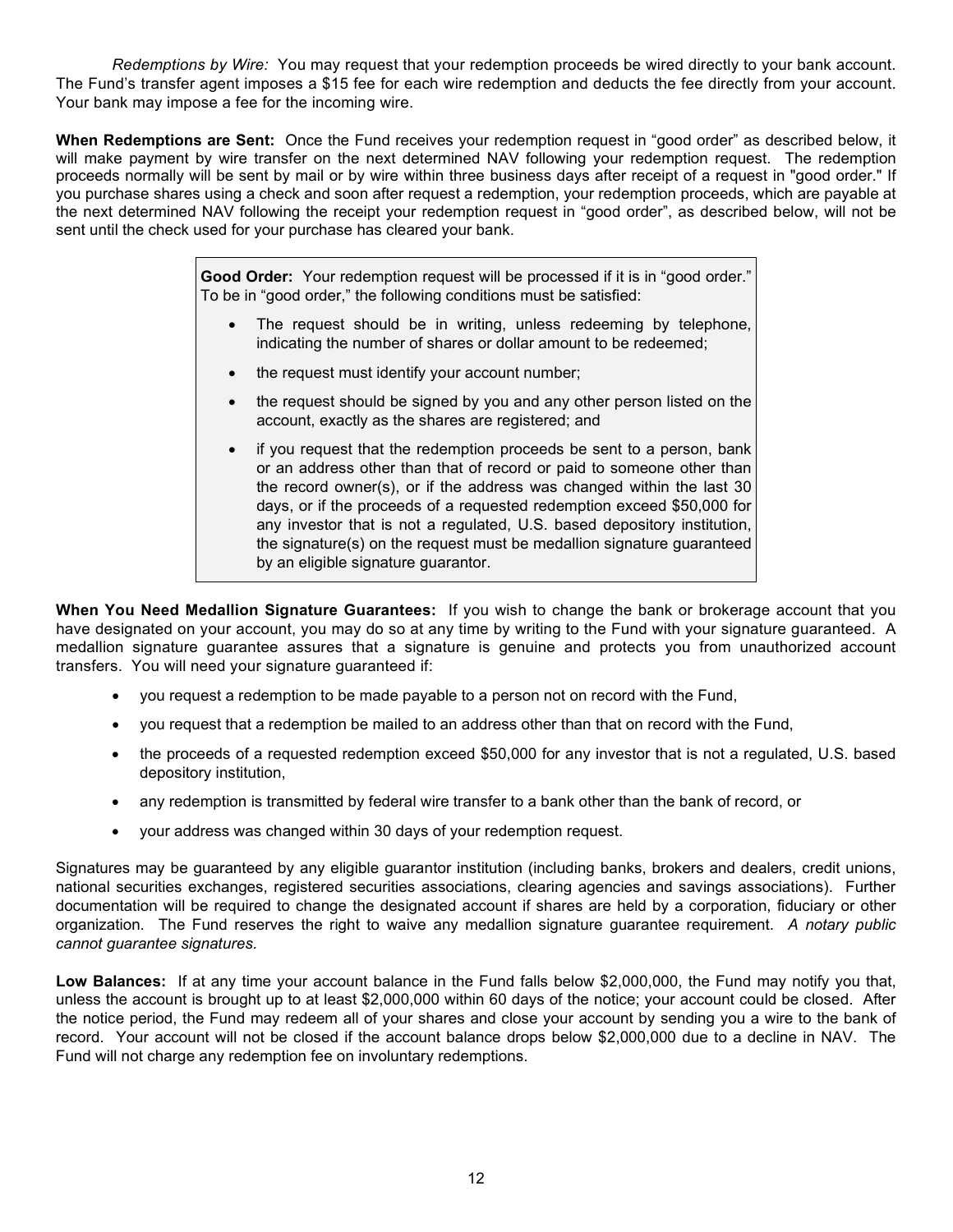*Redemptions by Wire:* You may request that your redemption proceeds be wired directly to your bank account. The Fund's transfer agent imposes a $15 fee for each wire redemption and deducts the fee directly from your account. Your bank may impose a fee for the incoming wire.

**When Redemptions are Sent:** Once the Fund receives your redemption request in "good order" as described below, it will make payment by wire transfer on the next determined NAV following your redemption request. The redemption proceeds normally will be sent by mail or by wire within three business days after receipt of a request in "good order." If you purchase shares using a check and soon after request a redemption, your redemption proceeds, which are payable at the next determined NAV following the receipt your redemption request in "good order", as described below, will not be sent until the check used for your purchase has cleared your bank.

**Good Order:** Your redemption request will be processed if it is in "good order." To be in "good order," the following conditions must be satisfied:

- The request should be in writing, unless redeeming by telephone, indicating the number of shares or dollar amount to be redeemed;
- the request must identify your account number;
- the request should be signed by you and any other person listed on the account, exactly as the shares are registered; and
- if you request that the redemption proceeds be sent to a person, bank or an address other than that of record or paid to someone other than the record owner(s), or if the address was changed within the last 30 days, or if the proceeds of a requested redemption exceed $50,000 for any investor that is not a regulated, U.S. based depository institution, the signature(s) on the request must be medallion signature guaranteed by an eligible signature guarantor.

**When You Need Medallion Signature Guarantees:** If you wish to change the bank or brokerage account that you have designated on your account, you may do so at any time by writing to the Fund with your signature guaranteed. A medallion signature guarantee assures that a signature is genuine and protects you from unauthorized account transfers. You will need your signature guaranteed if:

- you request a redemption to be made payable to a person not on record with the Fund,
- you request that a redemption be mailed to an address other than that on record with the Fund,
- the proceeds of a requested redemption exceed $50,000 for any investor that is not a regulated, U.S. based depository institution,
- any redemption is transmitted by federal wire transfer to a bank other than the bank of record, or
- your address was changed within 30 days of your redemption request.

Signatures may be guaranteed by any eligible guarantor institution (including banks, brokers and dealers, credit unions, national securities exchanges, registered securities associations, clearing agencies and savings associations). Further documentation will be required to change the designated account if shares are held by a corporation, fiduciary or other organization. The Fund reserves the right to waive any medallion signature guarantee requirement. *A notary public cannot guarantee signatures.*

**Low Balances:** If at any time your account balance in the Fund falls below $2,000,000, the Fund may notify you that, unless the account is brought up to at least $2,000,000 within 60 days of the notice; your account could be closed. After the notice period, the Fund may redeem all of your shares and close your account by sending you a wire to the bank of record. Your account will not be closed if the account balance drops below $2,000,000 due to a decline in NAV. The Fund will not charge any redemption fee on involuntary redemptions.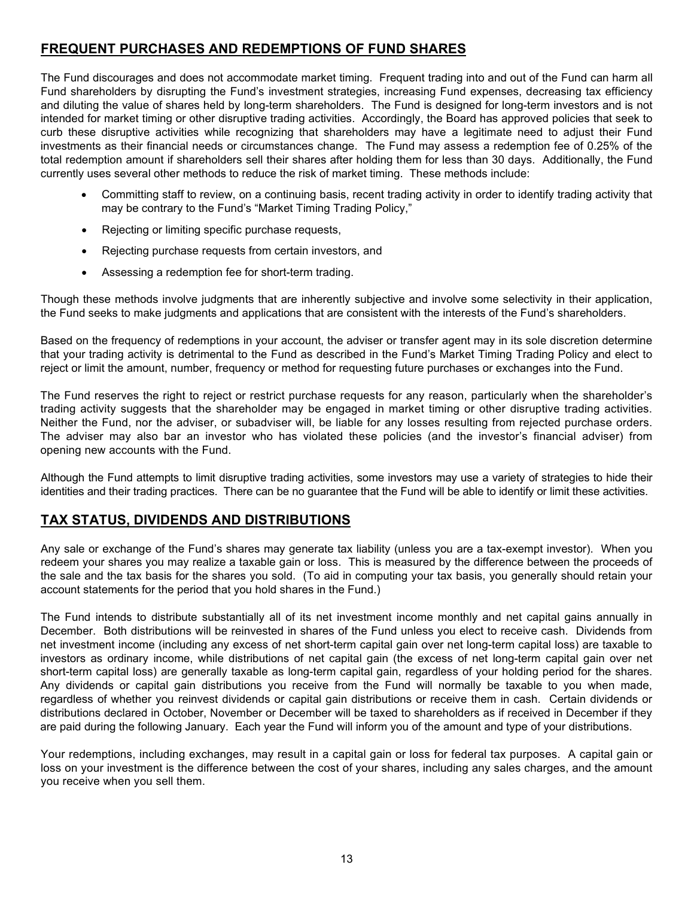## FREQUENT PURCHASES AND REDEMPTIONS OF FUND SHARES

The Fund discourages and does not accommodate market timing. Frequent trading into and out of the Fund can harm all Fund shareholders by disrupting the Fund's investment strategies, increasing Fund expenses, decreasing tax efficiency and diluting the value of shares held by long-term shareholders. The Fund is designed for long-term investors and is not intended for market timing or other disruptive trading activities. Accordingly, the Board has approved policies that seek to curb these disruptive activities while recognizing that shareholders may have a legitimate need to adjust their Fund investments as their financial needs or circumstances change. The Fund may assess a redemption fee of 0.25% of the total redemption amount if shareholders sell their shares after holding them for less than 30 days. Additionally, the Fund currently uses several other methods to reduce the risk of market timing. These methods include:

- Committing staff to review, on a continuing basis, recent trading activity in order to identify trading activity that may be contrary to the Fund's "Market Timing Trading Policy,"
- Rejecting or limiting specific purchase requests,
- Rejecting purchase requests from certain investors, and
- Assessing a redemption fee for short-term trading.

Though these methods involve judgments that are inherently subjective and involve some selectivity in their application, the Fund seeks to make judgments and applications that are consistent with the interests of the Fund's shareholders.

Based on the frequency of redemptions in your account, the adviser or transfer agent may in its sole discretion determine that your trading activity is detrimental to the Fund as described in the Fund's Market Timing Trading Policy and elect to reject or limit the amount, number, frequency or method for requesting future purchases or exchanges into the Fund.

The Fund reserves the right to reject or restrict purchase requests for any reason, particularly when the shareholder's trading activity suggests that the shareholder may be engaged in market timing or other disruptive trading activities. Neither the Fund, nor the adviser, or subadviser will, be liable for any losses resulting from rejected purchase orders. The adviser may also bar an investor who has violated these policies (and the investor's financial adviser) from opening new accounts with the Fund.

Although the Fund attempts to limit disruptive trading activities, some investors may use a variety of strategies to hide their identities and their trading practices. There can be no guarantee that the Fund will be able to identify or limit these activities.

## TAX STATUS, DIVIDENDS AND DISTRIBUTIONS

Any sale or exchange of the Fund's shares may generate tax liability (unless you are a tax-exempt investor). When you redeem your shares you may realize a taxable gain or loss. This is measured by the difference between the proceeds of the sale and the tax basis for the shares you sold. (To aid in computing your tax basis, you generally should retain your account statements for the period that you hold shares in the Fund.)

The Fund intends to distribute substantially all of its net investment income monthly and net capital gains annually in December. Both distributions will be reinvested in shares of the Fund unless you elect to receive cash. Dividends from net investment income (including any excess of net short-term capital gain over net long-term capital loss) are taxable to investors as ordinary income, while distributions of net capital gain (the excess of net long-term capital gain over net short-term capital loss) are generally taxable as long-term capital gain, regardless of your holding period for the shares. Any dividends or capital gain distributions you receive from the Fund will normally be taxable to you when made, regardless of whether you reinvest dividends or capital gain distributions or receive them in cash. Certain dividends or distributions declared in October, November or December will be taxed to shareholders as if received in December if they are paid during the following January. Each year the Fund will inform you of the amount and type of your distributions.

Your redemptions, including exchanges, may result in a capital gain or loss for federal tax purposes. A capital gain or loss on your investment is the difference between the cost of your shares, including any sales charges, and the amount you receive when you sell them.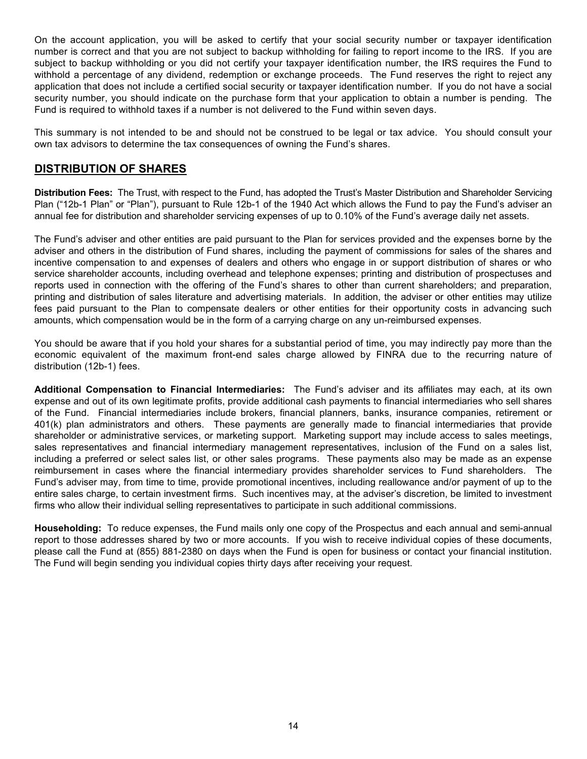On the account application, you will be asked to certify that your social security number or taxpayer identification number is correct and that you are not subject to backup withholding for failing to report income to the IRS. If you are subject to backup withholding or you did not certify your taxpayer identification number, the IRS requires the Fund to withhold a percentage of any dividend, redemption or exchange proceeds. The Fund reserves the right to reject any application that does not include a certified social security or taxpayer identification number. If you do not have a social security number, you should indicate on the purchase form that your application to obtain a number is pending. The Fund is required to withhold taxes if a number is not delivered to the Fund within seven days.

This summary is not intended to be and should not be construed to be legal or tax advice. You should consult your own tax advisors to determine the tax consequences of owning the Fund's shares.

## DISTRIBUTION OF SHARES

**Distribution Fees:** The Trust, with respect to the Fund, has adopted the Trust's Master Distribution and Shareholder Servicing Plan ("12b-1 Plan" or "Plan"), pursuant to Rule 12b-1 of the 1940 Act which allows the Fund to pay the Fund's adviser an annual fee for distribution and shareholder servicing expenses of up to 0.10% of the Fund's average daily net assets.

The Fund's adviser and other entities are paid pursuant to the Plan for services provided and the expenses borne by the adviser and others in the distribution of Fund shares, including the payment of commissions for sales of the shares and incentive compensation to and expenses of dealers and others who engage in or support distribution of shares or who service shareholder accounts, including overhead and telephone expenses; printing and distribution of prospectuses and reports used in connection with the offering of the Fund's shares to other than current shareholders; and preparation, printing and distribution of sales literature and advertising materials. In addition, the adviser or other entities may utilize fees paid pursuant to the Plan to compensate dealers or other entities for their opportunity costs in advancing such amounts, which compensation would be in the form of a carrying charge on any un-reimbursed expenses.

You should be aware that if you hold your shares for a substantial period of time, you may indirectly pay more than the economic equivalent of the maximum front-end sales charge allowed by FINRA due to the recurring nature of distribution (12b-1) fees.

**Additional Compensation to Financial Intermediaries:** The Fund's adviser and its affiliates may each, at its own expense and out of its own legitimate profits, provide additional cash payments to financial intermediaries who sell shares of the Fund. Financial intermediaries include brokers, financial planners, banks, insurance companies, retirement or 401(k) plan administrators and others. These payments are generally made to financial intermediaries that provide shareholder or administrative services, or marketing support. Marketing support may include access to sales meetings, sales representatives and financial intermediary management representatives, inclusion of the Fund on a sales list, including a preferred or select sales list, or other sales programs. These payments also may be made as an expense reimbursement in cases where the financial intermediary provides shareholder services to Fund shareholders. The Fund's adviser may, from time to time, provide promotional incentives, including reallowance and/or payment of up to the entire sales charge, to certain investment firms. Such incentives may, at the adviser's discretion, be limited to investment firms who allow their individual selling representatives to participate in such additional commissions.

**Householding:** To reduce expenses, the Fund mails only one copy of the Prospectus and each annual and semi-annual report to those addresses shared by two or more accounts. If you wish to receive individual copies of these documents, please call the Fund at (855) 881-2380 on days when the Fund is open for business or contact your financial institution. The Fund will begin sending you individual copies thirty days after receiving your request.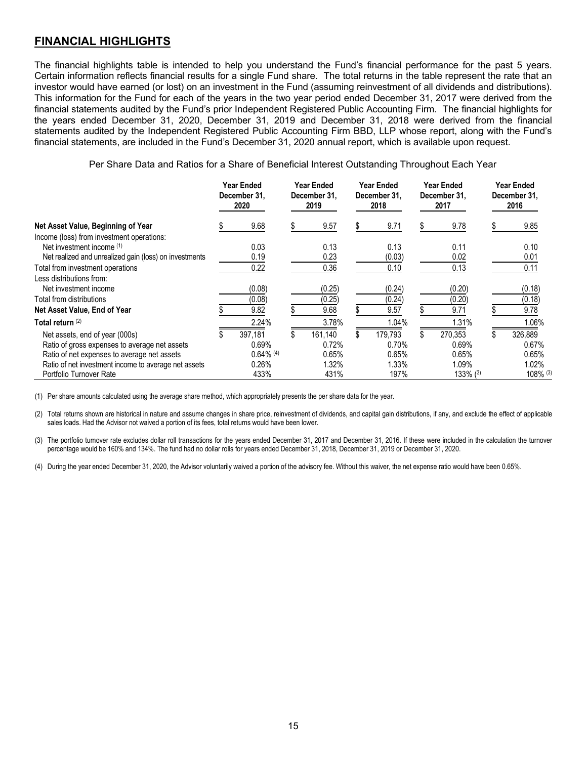## FINANCIAL HIGHLIGHTS

The financial highlights table is intended to help you understand the Fund's financial performance for the past 5 years. Certain information reflects financial results for a single Fund share. The total returns in the table represent the rate that an investor would have earned (or lost) on an investment in the Fund (assuming reinvestment of all dividends and distributions). This information for the Fund for each of the years in the two year period ended December 31, 2017 were derived from the financial statements audited by the Fund's prior Independent Registered Public Accounting Firm. The financial highlights for the years ended December 31, 2020, December 31, 2019 and December 31, 2018 were derived from the financial statements audited by the Independent Registered Public Accounting Firm BBD, LLP whose report, along with the Fund's financial statements, are included in the Fund's December 31, 2020 annual report, which is available upon request.

Per Share Data and Ratios for a Share of Beneficial Interest Outstanding Throughout Each Year

| | Year Ended December 31, 2020 | Year Ended December 31, 2019 | Year Ended December 31, 2018 | Year Ended December 31, 2017 | Year Ended December 31, 2016 |
|---|---|---|---|---|---|
| **Net Asset Value, Beginning of Year** | $ 9.68 | $ 9.57 | $ 9.71 | $ 9.78 | $ 9.85 |
| Income (loss) from investment operations: | | | | | |
| Net investment income (1) | 0.03 | 0.13 | 0.13 | 0.11 | 0.10 |
| Net realized and unrealized gain (loss) on investments | 0.19 | 0.23 | (0.03) | 0.02 | 0.01 |
| Total from investment operations | 0.22 | 0.36 | 0.10 | 0.13 | 0.11 |
| Less distributions from: | | | | | |
| Net investment income | (0.08) | (0.25) | (0.24) | (0.20) | (0.18) |
| Total from distributions | (0.08) | (0.25) | (0.24) | (0.20) | (0.18) |
| **Net Asset Value, End of Year** | $ 9.82 | $ 9.68 | $ 9.57 | $ 9.71 | $ 9.78 |
| **Total return** (2) | 2.24% | 3.78% | 1.04% | 1.31% | 1.06% |
| Net assets, end of year (000s) | $ 397,181 | $ 161,140 | $ 179,793 | $ 270,353 | $ 326,889 |
| Ratio of gross expenses to average net assets | 0.69% | 0.72% | 0.70% | 0.69% | 0.67% |
| Ratio of net expenses to average net assets | 0.64% (4) | 0.65% | 0.65% | 0.65% | 0.65% |
| Ratio of net investment income to average net assets | 0.26% | 1.32% | 1.33% | 1.09% | 1.02% |
| Portfolio Turnover Rate | 433% | 431% | 197% | 133% (3) | 108% (3) |

(1) Per share amounts calculated using the average share method, which appropriately presents the per share data for the year.

(2) Total returns shown are historical in nature and assume changes in share price, reinvestment of dividends, and capital gain distributions, if any, and exclude the effect of applicable sales loads. Had the Advisor not waived a portion of its fees, total returns would have been lower.

(3) The portfolio turnover rate excludes dollar roll transactions for the years ended December 31, 2017 and December 31, 2016. If these were included in the calculation the turnover percentage would be 160% and 134%. The fund had no dollar rolls for years ended December 31, 2018, December 31, 2019 or December 31, 2020.

(4) During the year ended December 31, 2020, the Advisor voluntarily waived a portion of the advisory fee. Without this waiver, the net expense ratio would have been 0.65%.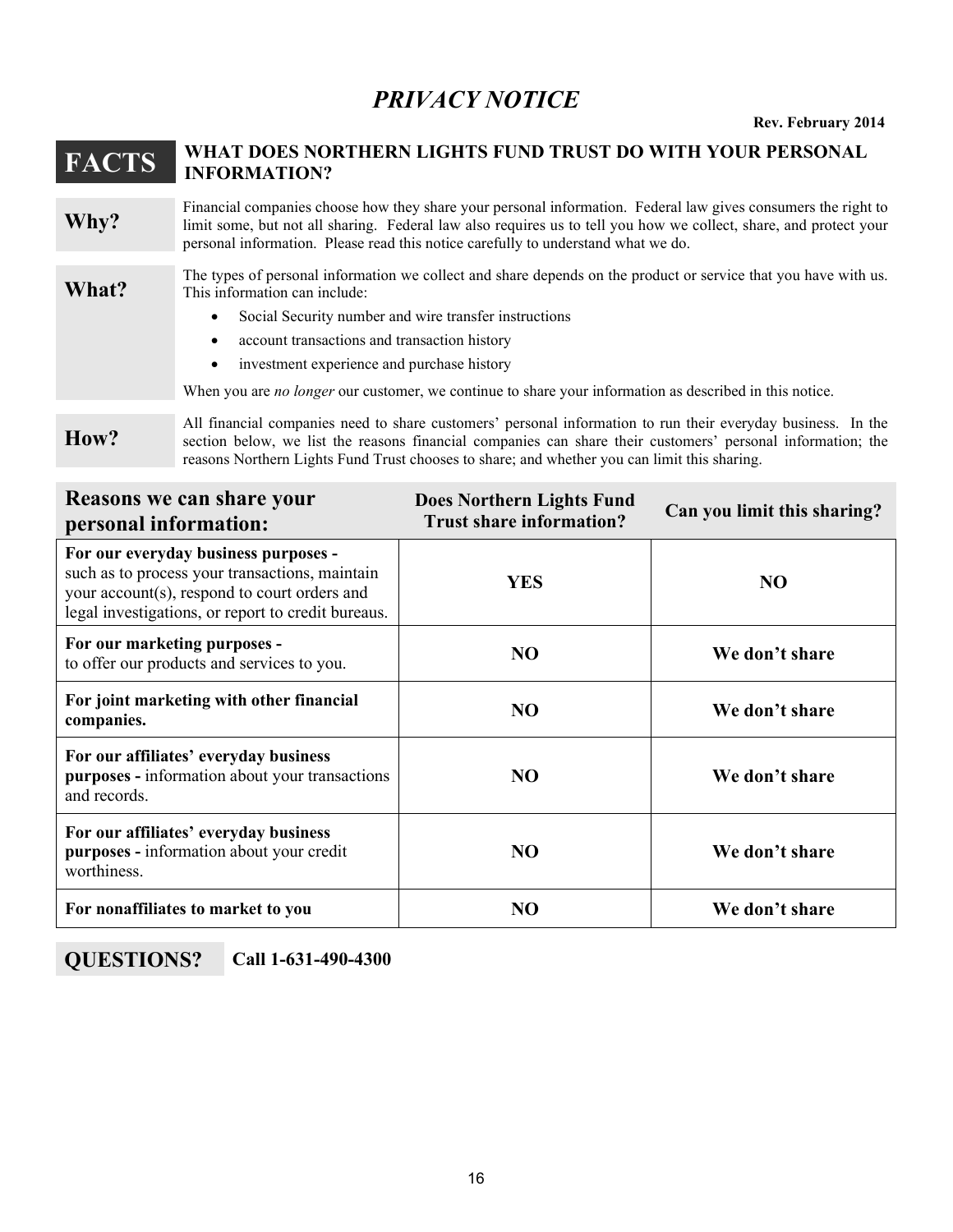# *PRIVACY NOTICE*

**Rev. February 2014**

## FACTS — WHAT DOES NORTHERN LIGHTS FUND TRUST DO WITH YOUR PERSONAL INFORMATION?

**Why?**

Financial companies choose how they share your personal information. Federal law gives consumers the right to limit some, but not all sharing. Federal law also requires us to tell you how we collect, share, and protect your personal information. Please read this notice carefully to understand what we do.

**What?**

The types of personal information we collect and share depends on the product or service that you have with us. This information can include:

- Social Security number and wire transfer instructions
- account transactions and transaction history
- investment experience and purchase history

When you are *no longer* our customer, we continue to share your information as described in this notice.

**How?**

All financial companies need to share customers' personal information to run their everyday business. In the section below, we list the reasons financial companies can share their customers' personal information; the reasons Northern Lights Fund Trust chooses to share; and whether you can limit this sharing.

| Reasons we can share your personal information: | Does Northern Lights Fund Trust share information? | Can you limit this sharing? |
|---|---|---|
| **For our everyday business purposes -** such as to process your transactions, maintain your account(s), respond to court orders and legal investigations, or report to credit bureaus. | **YES** | **NO** |
| **For our marketing purposes -** to offer our products and services to you. | **NO** | **We don't share** |
| **For joint marketing with other financial companies.** | **NO** | **We don't share** |
| **For our affiliates' everyday business purposes -** information about your transactions and records. | **NO** | **We don't share** |
| **For our affiliates' everyday business purposes -** information about your credit worthiness. | **NO** | **We don't share** |
| **For nonaffiliates to market to you** | **NO** | **We don't share** |

**QUESTIONS?** **Call 1-631-490-4300**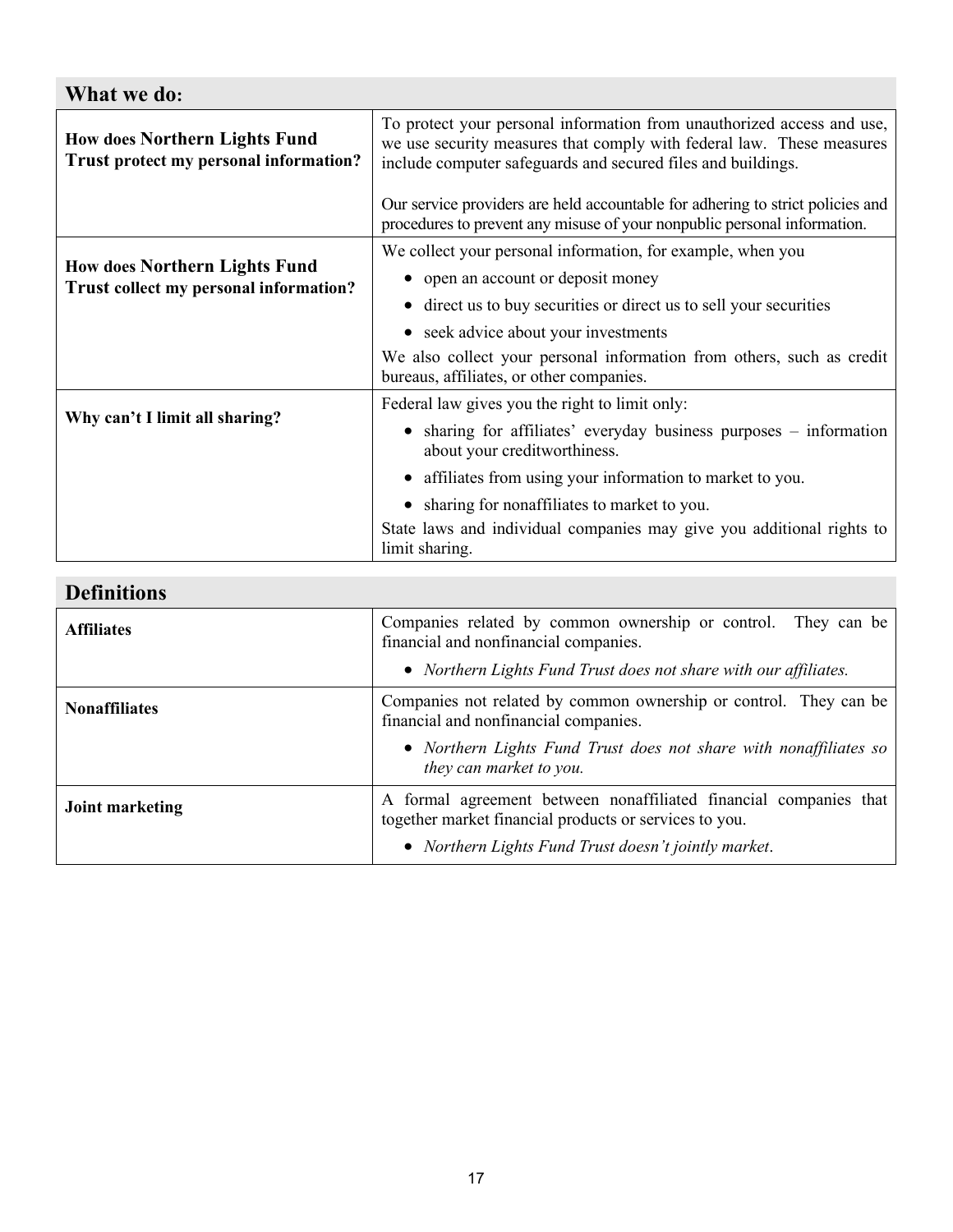| **What we do:** | |
|---|---|
| **How does Northern Lights Fund Trust protect my personal information?** | To protect your personal information from unauthorized access and use, we use security measures that comply with federal law. These measures include computer safeguards and secured files and buildings.<br><br>Our service providers are held accountable for adhering to strict policies and procedures to prevent any misuse of your nonpublic personal information. |
| **How does Northern Lights Fund Trust collect my personal information?** | We collect your personal information, for example, when you<br>• open an account or deposit money<br>• direct us to buy securities or direct us to sell your securities<br>• seek advice about your investments<br>We also collect your personal information from others, such as credit bureaus, affiliates, or other companies. |
| **Why can't I limit all sharing?** | Federal law gives you the right to limit only:<br>• sharing for affiliates' everyday business purposes – information about your creditworthiness.<br>• affiliates from using your information to market to you.<br>• sharing for nonaffiliates to market to you.<br>State laws and individual companies may give you additional rights to limit sharing. |

| **Definitions** | |
|---|---|
| **Affiliates** | Companies related by common ownership or control. They can be financial and nonfinancial companies.<br>• *Northern Lights Fund Trust does not share with our affiliates.* |
| **Nonaffiliates** | Companies not related by common ownership or control. They can be financial and nonfinancial companies.<br>• *Northern Lights Fund Trust does not share with nonaffiliates so they can market to you.* |
| **Joint marketing** | A formal agreement between nonaffiliated financial companies that together market financial products or services to you.<br>• *Northern Lights Fund Trust doesn't jointly market*. |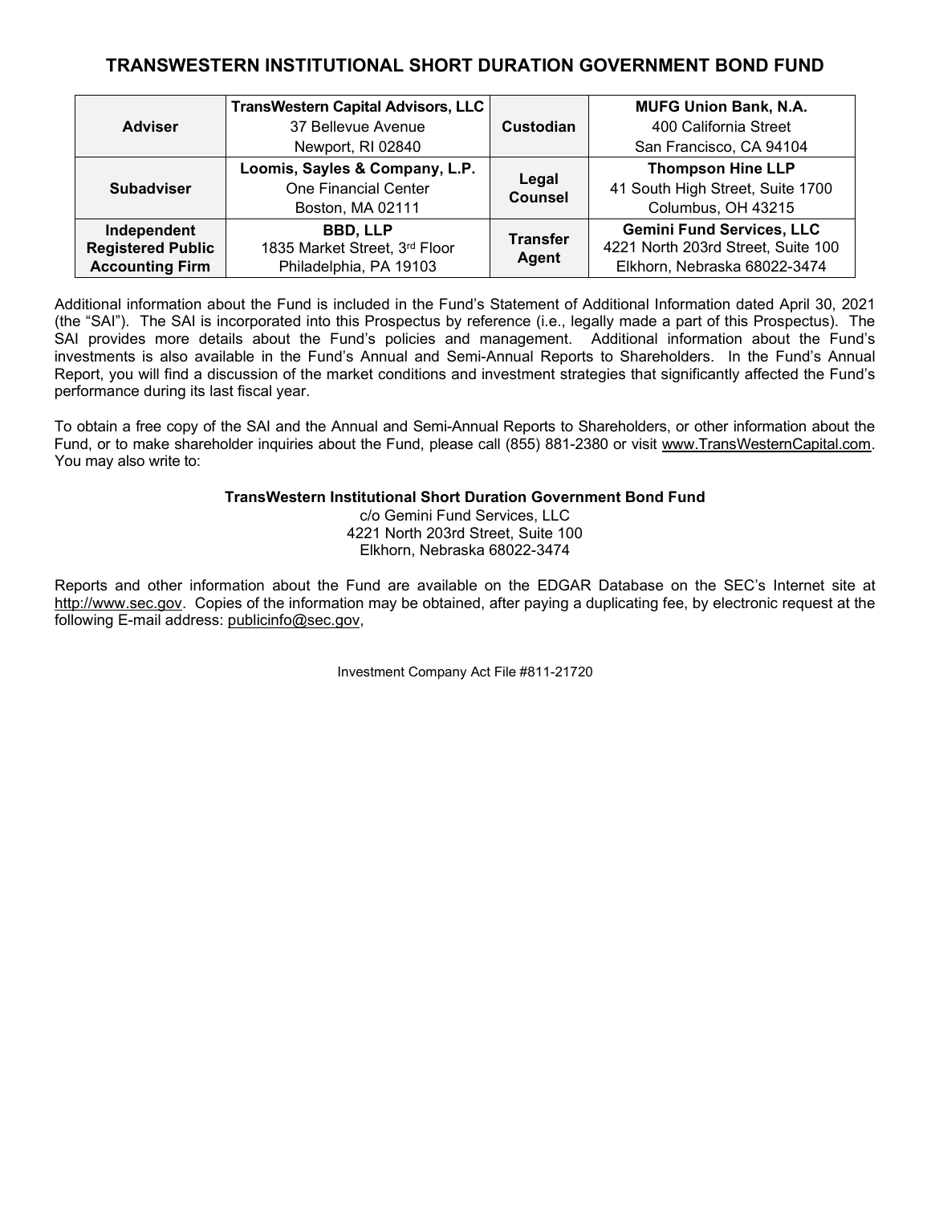# TRANSWESTERN INSTITUTIONAL SHORT DURATION GOVERNMENT BOND FUND

| | | | |
|---|---|---|---|
| **Adviser** | **TransWestern Capital Advisors, LLC**<br>37 Bellevue Avenue<br>Newport, RI 02840 | **Custodian** | **MUFG Union Bank, N.A.**<br>400 California Street<br>San Francisco, CA 94104 |
| **Subadviser** | **Loomis, Sayles & Company, L.P.**<br>One Financial Center<br>Boston, MA 02111 | **Legal Counsel** | **Thompson Hine LLP**<br>41 South High Street, Suite 1700<br>Columbus, OH 43215 |
| **Independent Registered Public Accounting Firm** | **BBD, LLP**<br>1835 Market Street, 3rd Floor<br>Philadelphia, PA 19103 | **Transfer Agent** | **Gemini Fund Services, LLC**<br>4221 North 203rd Street, Suite 100<br>Elkhorn, Nebraska 68022-3474 |

Additional information about the Fund is included in the Fund's Statement of Additional Information dated April 30, 2021 (the "SAI"). The SAI is incorporated into this Prospectus by reference (i.e., legally made a part of this Prospectus). The SAI provides more details about the Fund's policies and management. Additional information about the Fund's investments is also available in the Fund's Annual and Semi-Annual Reports to Shareholders. In the Fund's Annual Report, you will find a discussion of the market conditions and investment strategies that significantly affected the Fund's performance during its last fiscal year.

To obtain a free copy of the SAI and the Annual and Semi-Annual Reports to Shareholders, or other information about the Fund, or to make shareholder inquiries about the Fund, please call (855) 881-2380 or visit www.TransWesternCapital.com. You may also write to:

**TransWestern Institutional Short Duration Government Bond Fund**
c/o Gemini Fund Services, LLC
4221 North 203rd Street, Suite 100
Elkhorn, Nebraska 68022-3474

Reports and other information about the Fund are available on the EDGAR Database on the SEC's Internet site at http://www.sec.gov. Copies of the information may be obtained, after paying a duplicating fee, by electronic request at the following E-mail address: publicinfo@sec.gov,

Investment Company Act File #811-21720